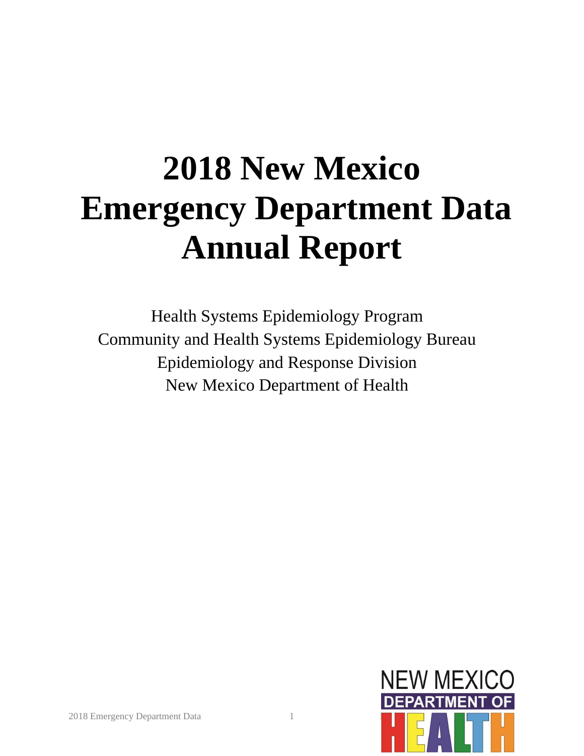# 2018 New Mexico Emergency Department Data Annual Report

Health Systems Epidemiology Program
Community and Health Systems Epidemiology Bureau
Epidemiology and Response Division
New Mexico Department of Health

NEW MEXICO DEPARTMENT OF HEALTH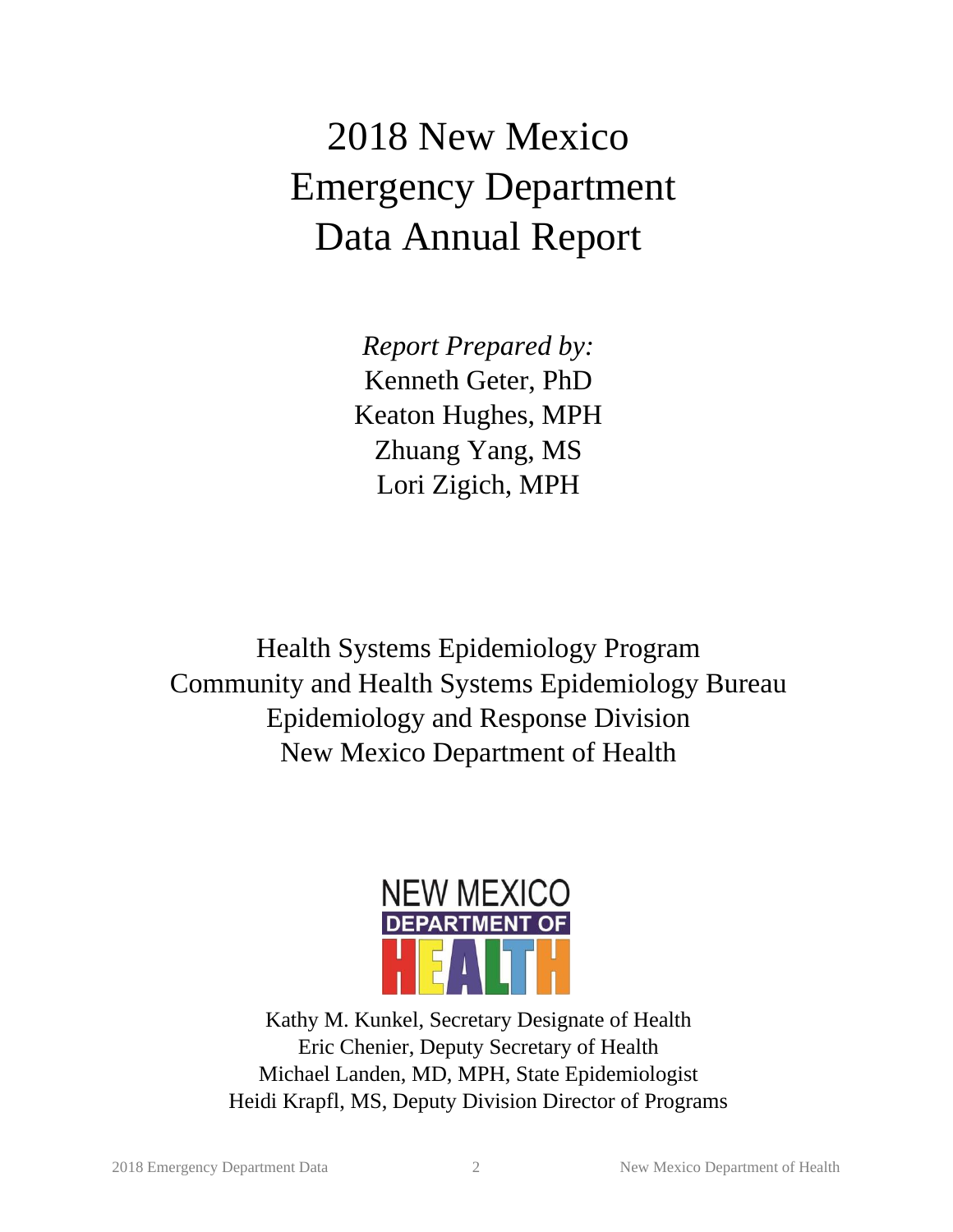# 2018 New Mexico Emergency Department Data Annual Report

*Report Prepared by:*
Kenneth Geter, PhD
Keaton Hughes, MPH
Zhuang Yang, MS
Lori Zigich, MPH

Health Systems Epidemiology Program
Community and Health Systems Epidemiology Bureau
Epidemiology and Response Division
New Mexico Department of Health

NEW MEXICO DEPARTMENT OF HEALTH

Kathy M. Kunkel, Secretary Designate of Health
Eric Chenier, Deputy Secretary of Health
Michael Landen, MD, MPH, State Epidemiologist
Heidi Krapfl, MS, Deputy Division Director of Programs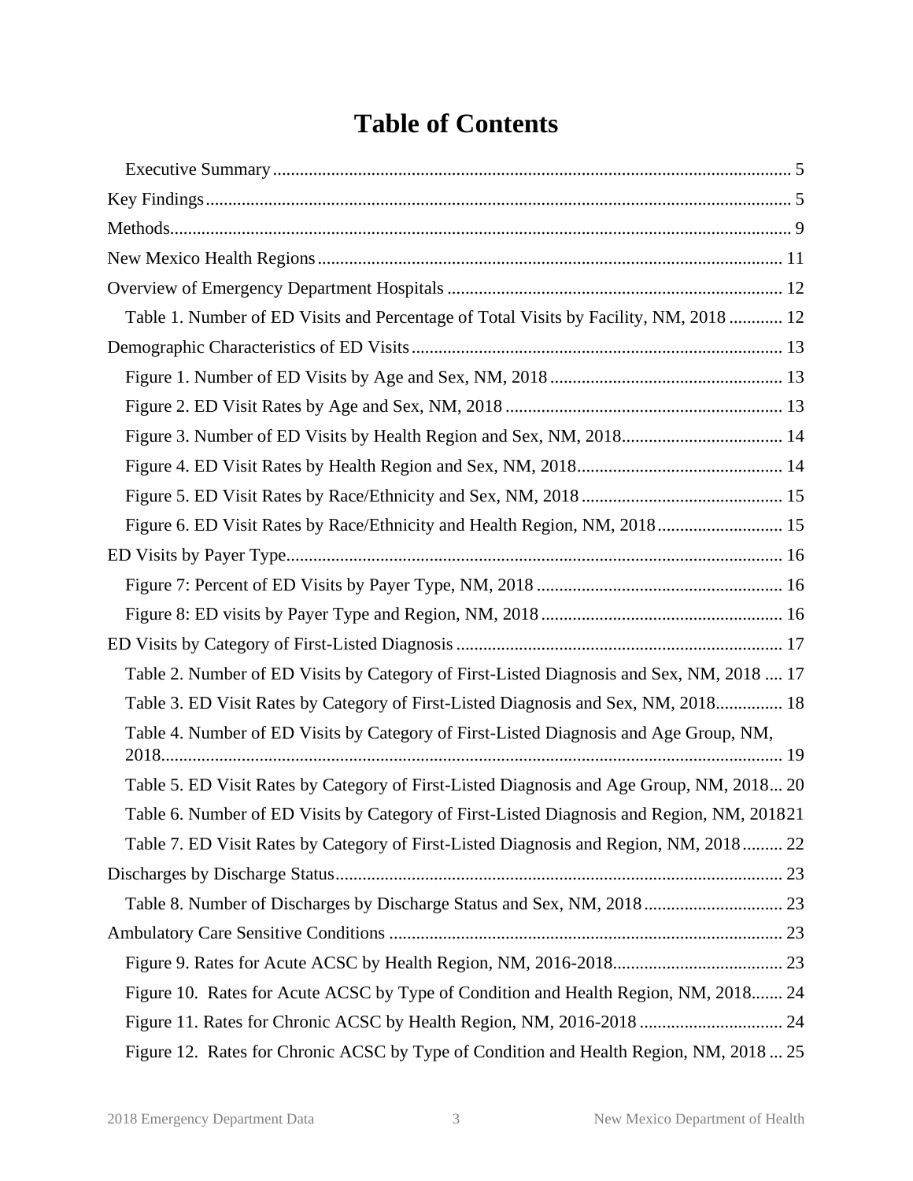# Table of Contents

- Executive Summary .......... 5
- Key Findings .......... 5
- Methods .......... 9
- New Mexico Health Regions .......... 11
- Overview of Emergency Department Hospitals .......... 12
  - Table 1. Number of ED Visits and Percentage of Total Visits by Facility, NM, 2018 .......... 12
- Demographic Characteristics of ED Visits .......... 13
  - Figure 1. Number of ED Visits by Age and Sex, NM, 2018 .......... 13
  - Figure 2. ED Visit Rates by Age and Sex, NM, 2018 .......... 13
  - Figure 3. Number of ED Visits by Health Region and Sex, NM, 2018 .......... 14
  - Figure 4. ED Visit Rates by Health Region and Sex, NM, 2018 .......... 14
  - Figure 5. ED Visit Rates by Race/Ethnicity and Sex, NM, 2018 .......... 15
  - Figure 6. ED Visit Rates by Race/Ethnicity and Health Region, NM, 2018 .......... 15
- ED Visits by Payer Type .......... 16
  - Figure 7: Percent of ED Visits by Payer Type, NM, 2018 .......... 16
  - Figure 8: ED visits by Payer Type and Region, NM, 2018 .......... 16
- ED Visits by Category of First-Listed Diagnosis .......... 17
  - Table 2. Number of ED Visits by Category of First-Listed Diagnosis and Sex, NM, 2018 .......... 17
  - Table 3. ED Visit Rates by Category of First-Listed Diagnosis and Sex, NM, 2018 .......... 18
  - Table 4. Number of ED Visits by Category of First-Listed Diagnosis and Age Group, NM, 2018 .......... 19
  - Table 5. ED Visit Rates by Category of First-Listed Diagnosis and Age Group, NM, 2018 .......... 20
  - Table 6. Number of ED Visits by Category of First-Listed Diagnosis and Region, NM, 2018 .......... 21
  - Table 7. ED Visit Rates by Category of First-Listed Diagnosis and Region, NM, 2018 .......... 22
- Discharges by Discharge Status .......... 23
  - Table 8. Number of Discharges by Discharge Status and Sex, NM, 2018 .......... 23
- Ambulatory Care Sensitive Conditions .......... 23
  - Figure 9. Rates for Acute ACSC by Health Region, NM, 2016-2018 .......... 23
  - Figure 10. Rates for Acute ACSC by Type of Condition and Health Region, NM, 2018 .......... 24
  - Figure 11. Rates for Chronic ACSC by Health Region, NM, 2016-2018 .......... 24
  - Figure 12. Rates for Chronic ACSC by Type of Condition and Health Region, NM, 2018 .......... 25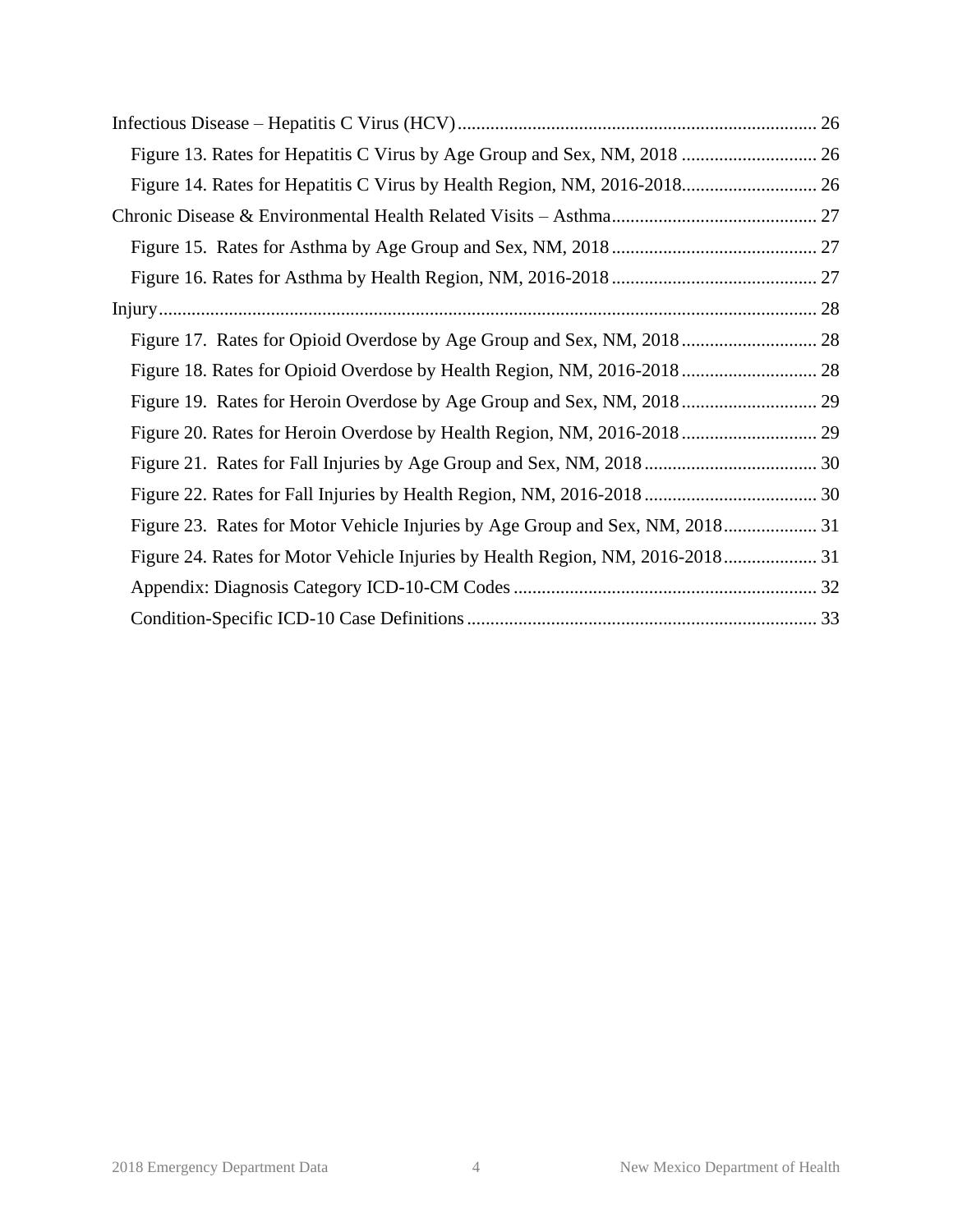Infectious Disease – Hepatitis C Virus (HCV) ........................................................................... 26

- Figure 13. Rates for Hepatitis C Virus by Age Group and Sex, NM, 2018 ............................ 26
- Figure 14. Rates for Hepatitis C Virus by Health Region, NM, 2016-2018............................ 26

Chronic Disease & Environmental Health Related Visits – Asthma........................................... 27

- Figure 15. Rates for Asthma by Age Group and Sex, NM, 2018 ........................................... 27
- Figure 16. Rates for Asthma by Health Region, NM, 2016-2018 ........................................... 27

Injury........................................................................................................................................... 28

- Figure 17. Rates for Opioid Overdose by Age Group and Sex, NM, 2018 ............................ 28
- Figure 18. Rates for Opioid Overdose by Health Region, NM, 2016-2018 ............................ 28
- Figure 19. Rates for Heroin Overdose by Age Group and Sex, NM, 2018 ............................ 29
- Figure 20. Rates for Heroin Overdose by Health Region, NM, 2016-2018 ............................ 29
- Figure 21. Rates for Fall Injuries by Age Group and Sex, NM, 2018 .................................... 30
- Figure 22. Rates for Fall Injuries by Health Region, NM, 2016-2018 .................................... 30
- Figure 23. Rates for Motor Vehicle Injuries by Age Group and Sex, NM, 2018.................... 31
- Figure 24. Rates for Motor Vehicle Injuries by Health Region, NM, 2016-2018.................... 31
- Appendix: Diagnosis Category ICD-10-CM Codes ................................................................ 32
- Condition-Specific ICD-10 Case Definitions .......................................................................... 33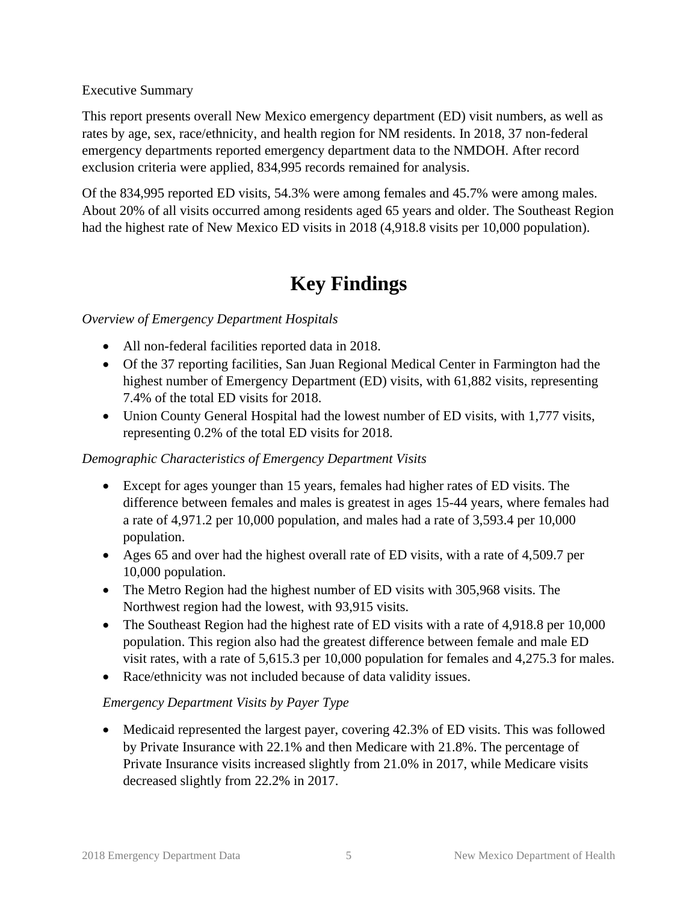Executive Summary

This report presents overall New Mexico emergency department (ED) visit numbers, as well as rates by age, sex, race/ethnicity, and health region for NM residents. In 2018, 37 non-federal emergency departments reported emergency department data to the NMDOH. After record exclusion criteria were applied, 834,995 records remained for analysis.

Of the 834,995 reported ED visits, 54.3% were among females and 45.7% were among males. About 20% of all visits occurred among residents aged 65 years and older. The Southeast Region had the highest rate of New Mexico ED visits in 2018 (4,918.8 visits per 10,000 population).

# Key Findings

*Overview of Emergency Department Hospitals*

- All non-federal facilities reported data in 2018.
- Of the 37 reporting facilities, San Juan Regional Medical Center in Farmington had the highest number of Emergency Department (ED) visits, with 61,882 visits, representing 7.4% of the total ED visits for 2018.
- Union County General Hospital had the lowest number of ED visits, with 1,777 visits, representing 0.2% of the total ED visits for 2018.

*Demographic Characteristics of Emergency Department Visits*

- Except for ages younger than 15 years, females had higher rates of ED visits. The difference between females and males is greatest in ages 15-44 years, where females had a rate of 4,971.2 per 10,000 population, and males had a rate of 3,593.4 per 10,000 population.
- Ages 65 and over had the highest overall rate of ED visits, with a rate of 4,509.7 per 10,000 population.
- The Metro Region had the highest number of ED visits with 305,968 visits. The Northwest region had the lowest, with 93,915 visits.
- The Southeast Region had the highest rate of ED visits with a rate of 4,918.8 per 10,000 population. This region also had the greatest difference between female and male ED visit rates, with a rate of 5,615.3 per 10,000 population for females and 4,275.3 for males.
- Race/ethnicity was not included because of data validity issues.

*Emergency Department Visits by Payer Type*

- Medicaid represented the largest payer, covering 42.3% of ED visits. This was followed by Private Insurance with 22.1% and then Medicare with 21.8%. The percentage of Private Insurance visits increased slightly from 21.0% in 2017, while Medicare visits decreased slightly from 22.2% in 2017.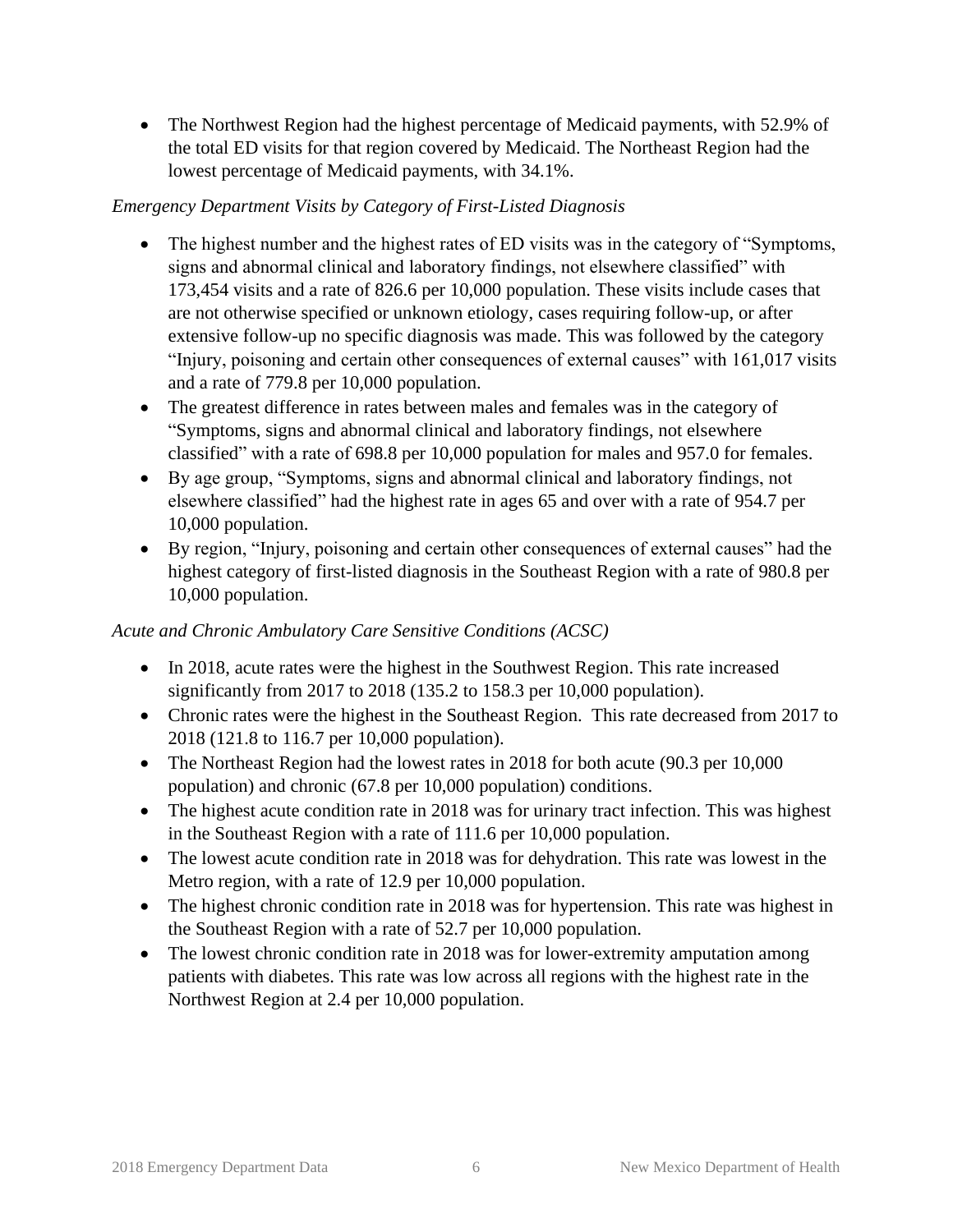- The Northwest Region had the highest percentage of Medicaid payments, with 52.9% of the total ED visits for that region covered by Medicaid. The Northeast Region had the lowest percentage of Medicaid payments, with 34.1%.

*Emergency Department Visits by Category of First-Listed Diagnosis*

- The highest number and the highest rates of ED visits was in the category of "Symptoms, signs and abnormal clinical and laboratory findings, not elsewhere classified" with 173,454 visits and a rate of 826.6 per 10,000 population. These visits include cases that are not otherwise specified or unknown etiology, cases requiring follow-up, or after extensive follow-up no specific diagnosis was made. This was followed by the category "Injury, poisoning and certain other consequences of external causes" with 161,017 visits and a rate of 779.8 per 10,000 population.
- The greatest difference in rates between males and females was in the category of "Symptoms, signs and abnormal clinical and laboratory findings, not elsewhere classified" with a rate of 698.8 per 10,000 population for males and 957.0 for females.
- By age group, "Symptoms, signs and abnormal clinical and laboratory findings, not elsewhere classified" had the highest rate in ages 65 and over with a rate of 954.7 per 10,000 population.
- By region, "Injury, poisoning and certain other consequences of external causes" had the highest category of first-listed diagnosis in the Southeast Region with a rate of 980.8 per 10,000 population.

*Acute and Chronic Ambulatory Care Sensitive Conditions (ACSC)*

- In 2018, acute rates were the highest in the Southwest Region. This rate increased significantly from 2017 to 2018 (135.2 to 158.3 per 10,000 population).
- Chronic rates were the highest in the Southeast Region. This rate decreased from 2017 to 2018 (121.8 to 116.7 per 10,000 population).
- The Northeast Region had the lowest rates in 2018 for both acute (90.3 per 10,000 population) and chronic (67.8 per 10,000 population) conditions.
- The highest acute condition rate in 2018 was for urinary tract infection. This was highest in the Southeast Region with a rate of 111.6 per 10,000 population.
- The lowest acute condition rate in 2018 was for dehydration. This rate was lowest in the Metro region, with a rate of 12.9 per 10,000 population.
- The highest chronic condition rate in 2018 was for hypertension. This rate was highest in the Southeast Region with a rate of 52.7 per 10,000 population.
- The lowest chronic condition rate in 2018 was for lower-extremity amputation among patients with diabetes. This rate was low across all regions with the highest rate in the Northwest Region at 2.4 per 10,000 population.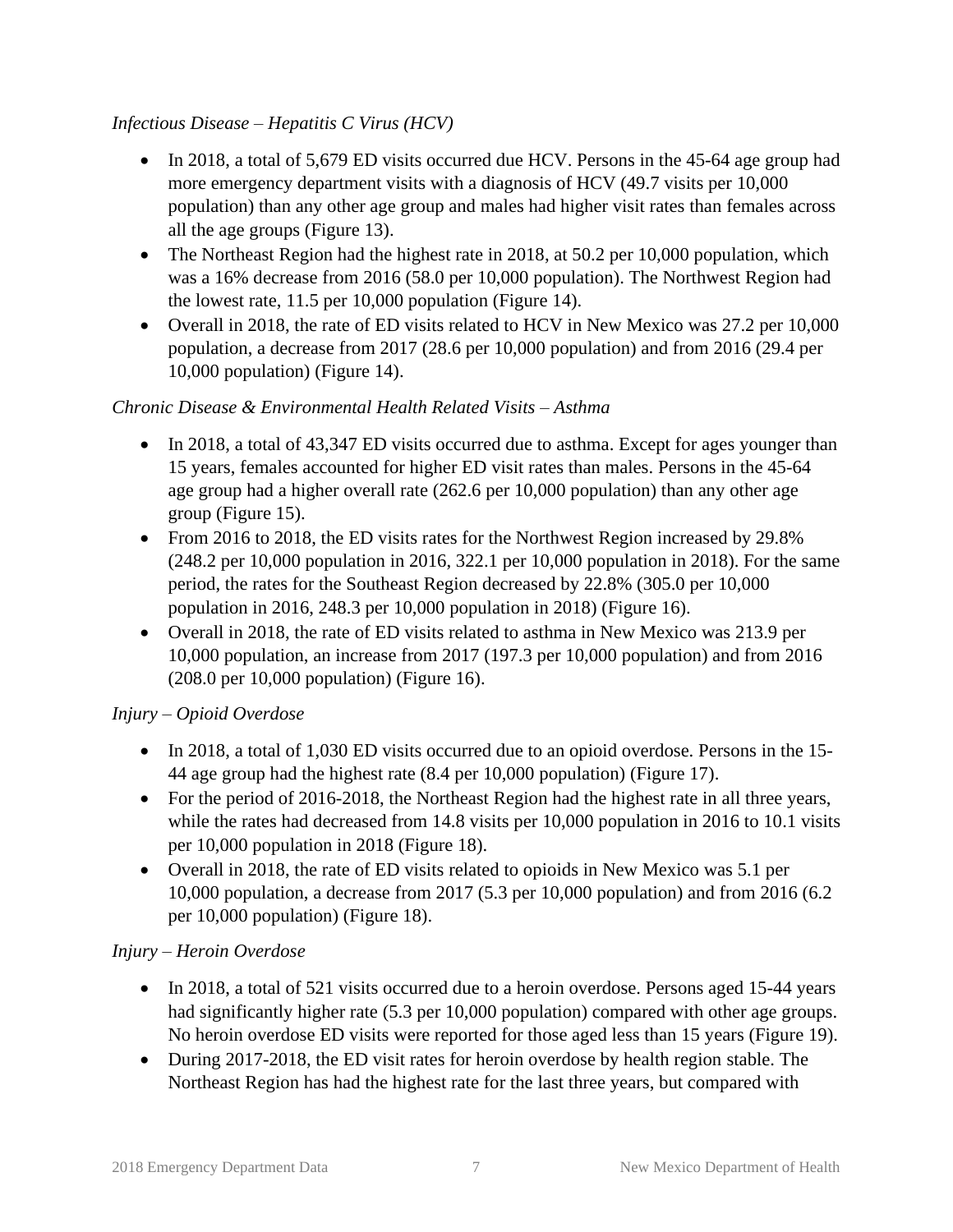*Infectious Disease – Hepatitis C Virus (HCV)*

- In 2018, a total of 5,679 ED visits occurred due HCV. Persons in the 45-64 age group had more emergency department visits with a diagnosis of HCV (49.7 visits per 10,000 population) than any other age group and males had higher visit rates than females across all the age groups (Figure 13).
- The Northeast Region had the highest rate in 2018, at 50.2 per 10,000 population, which was a 16% decrease from 2016 (58.0 per 10,000 population). The Northwest Region had the lowest rate, 11.5 per 10,000 population (Figure 14).
- Overall in 2018, the rate of ED visits related to HCV in New Mexico was 27.2 per 10,000 population, a decrease from 2017 (28.6 per 10,000 population) and from 2016 (29.4 per 10,000 population) (Figure 14).

*Chronic Disease & Environmental Health Related Visits – Asthma*

- In 2018, a total of 43,347 ED visits occurred due to asthma. Except for ages younger than 15 years, females accounted for higher ED visit rates than males. Persons in the 45-64 age group had a higher overall rate (262.6 per 10,000 population) than any other age group (Figure 15).
- From 2016 to 2018, the ED visits rates for the Northwest Region increased by 29.8% (248.2 per 10,000 population in 2016, 322.1 per 10,000 population in 2018). For the same period, the rates for the Southeast Region decreased by 22.8% (305.0 per 10,000 population in 2016, 248.3 per 10,000 population in 2018) (Figure 16).
- Overall in 2018, the rate of ED visits related to asthma in New Mexico was 213.9 per 10,000 population, an increase from 2017 (197.3 per 10,000 population) and from 2016 (208.0 per 10,000 population) (Figure 16).

*Injury – Opioid Overdose*

- In 2018, a total of 1,030 ED visits occurred due to an opioid overdose. Persons in the 15-44 age group had the highest rate (8.4 per 10,000 population) (Figure 17).
- For the period of 2016-2018, the Northeast Region had the highest rate in all three years, while the rates had decreased from 14.8 visits per 10,000 population in 2016 to 10.1 visits per 10,000 population in 2018 (Figure 18).
- Overall in 2018, the rate of ED visits related to opioids in New Mexico was 5.1 per 10,000 population, a decrease from 2017 (5.3 per 10,000 population) and from 2016 (6.2 per 10,000 population) (Figure 18).

*Injury – Heroin Overdose*

- In 2018, a total of 521 visits occurred due to a heroin overdose. Persons aged 15-44 years had significantly higher rate (5.3 per 10,000 population) compared with other age groups. No heroin overdose ED visits were reported for those aged less than 15 years (Figure 19).
- During 2017-2018, the ED visit rates for heroin overdose by health region stable. The Northeast Region has had the highest rate for the last three years, but compared with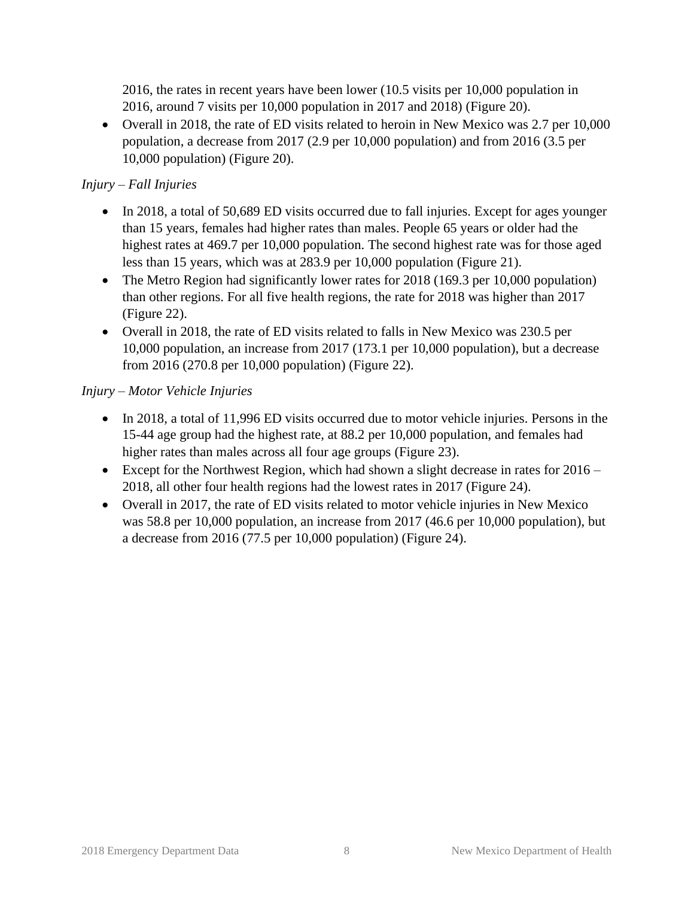2016, the rates in recent years have been lower (10.5 visits per 10,000 population in 2016, around 7 visits per 10,000 population in 2017 and 2018) (Figure 20).

- Overall in 2018, the rate of ED visits related to heroin in New Mexico was 2.7 per 10,000 population, a decrease from 2017 (2.9 per 10,000 population) and from 2016 (3.5 per 10,000 population) (Figure 20).

*Injury – Fall Injuries*

- In 2018, a total of 50,689 ED visits occurred due to fall injuries. Except for ages younger than 15 years, females had higher rates than males. People 65 years or older had the highest rates at 469.7 per 10,000 population. The second highest rate was for those aged less than 15 years, which was at 283.9 per 10,000 population (Figure 21).
- The Metro Region had significantly lower rates for 2018 (169.3 per 10,000 population) than other regions. For all five health regions, the rate for 2018 was higher than 2017 (Figure 22).
- Overall in 2018, the rate of ED visits related to falls in New Mexico was 230.5 per 10,000 population, an increase from 2017 (173.1 per 10,000 population), but a decrease from 2016 (270.8 per 10,000 population) (Figure 22).

*Injury – Motor Vehicle Injuries*

- In 2018, a total of 11,996 ED visits occurred due to motor vehicle injuries. Persons in the 15-44 age group had the highest rate, at 88.2 per 10,000 population, and females had higher rates than males across all four age groups (Figure 23).
- Except for the Northwest Region, which had shown a slight decrease in rates for 2016 – 2018, all other four health regions had the lowest rates in 2017 (Figure 24).
- Overall in 2017, the rate of ED visits related to motor vehicle injuries in New Mexico was 58.8 per 10,000 population, an increase from 2017 (46.6 per 10,000 population), but a decrease from 2016 (77.5 per 10,000 population) (Figure 24).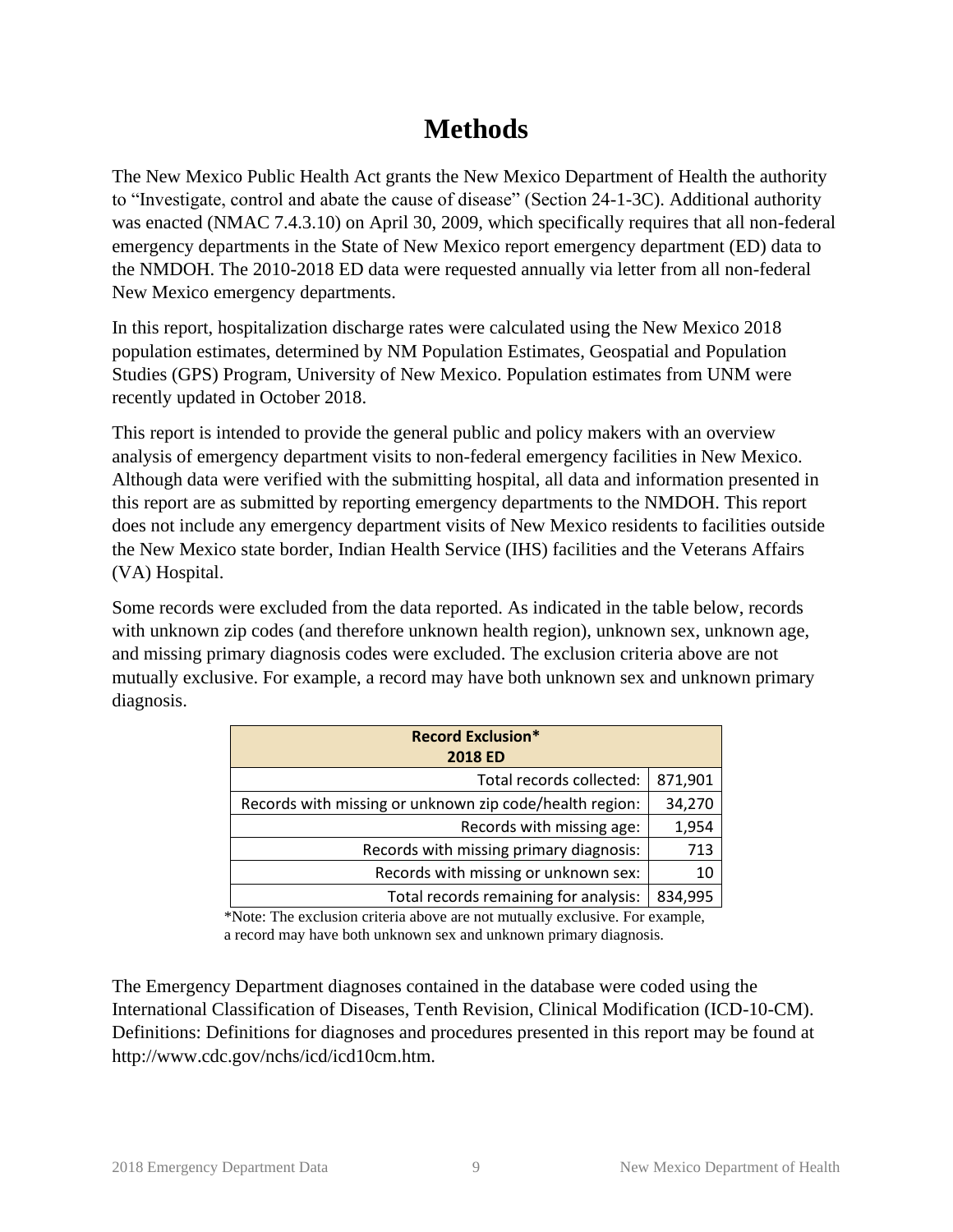# Methods

The New Mexico Public Health Act grants the New Mexico Department of Health the authority to "Investigate, control and abate the cause of disease" (Section 24-1-3C). Additional authority was enacted (NMAC 7.4.3.10) on April 30, 2009, which specifically requires that all non-federal emergency departments in the State of New Mexico report emergency department (ED) data to the NMDOH. The 2010-2018 ED data were requested annually via letter from all non-federal New Mexico emergency departments.

In this report, hospitalization discharge rates were calculated using the New Mexico 2018 population estimates, determined by NM Population Estimates, Geospatial and Population Studies (GPS) Program, University of New Mexico. Population estimates from UNM were recently updated in October 2018.

This report is intended to provide the general public and policy makers with an overview analysis of emergency department visits to non-federal emergency facilities in New Mexico. Although data were verified with the submitting hospital, all data and information presented in this report are as submitted by reporting emergency departments to the NMDOH. This report does not include any emergency department visits of New Mexico residents to facilities outside the New Mexico state border, Indian Health Service (IHS) facilities and the Veterans Affairs (VA) Hospital.

Some records were excluded from the data reported. As indicated in the table below, records with unknown zip codes (and therefore unknown health region), unknown sex, unknown age, and missing primary diagnosis codes were excluded. The exclusion criteria above are not mutually exclusive. For example, a record may have both unknown sex and unknown primary diagnosis.

| Record Exclusion* 2018 ED | |
|---|---|
| Total records collected: | 871,901 |
| Records with missing or unknown zip code/health region: | 34,270 |
| Records with missing age: | 1,954 |
| Records with missing primary diagnosis: | 713 |
| Records with missing or unknown sex: | 10 |
| Total records remaining for analysis: | 834,995 |

*Note: The exclusion criteria above are not mutually exclusive. For example, a record may have both unknown sex and unknown primary diagnosis.

The Emergency Department diagnoses contained in the database were coded using the International Classification of Diseases, Tenth Revision, Clinical Modification (ICD-10-CM). Definitions: Definitions for diagnoses and procedures presented in this report may be found at http://www.cdc.gov/nchs/icd/icd10cm.htm.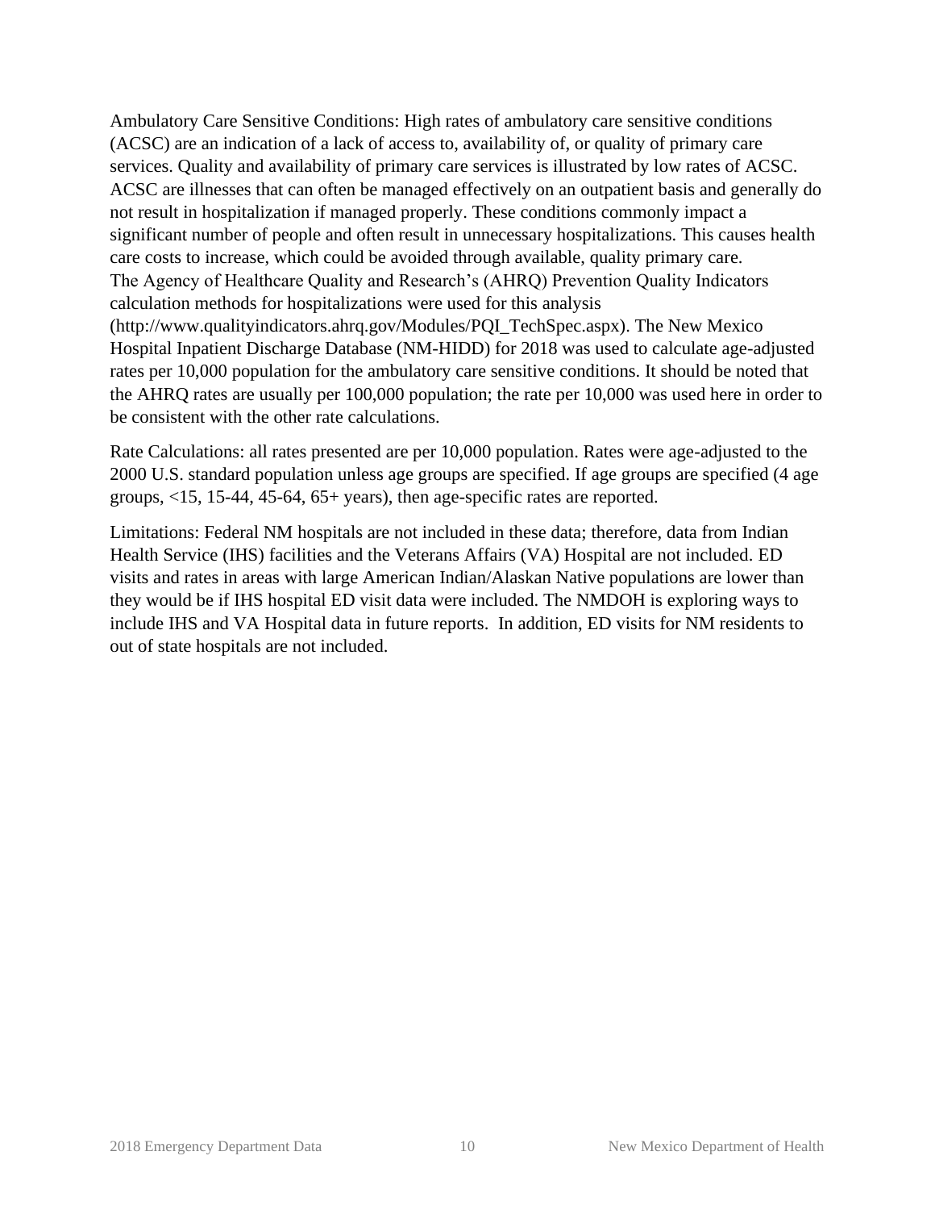Ambulatory Care Sensitive Conditions: High rates of ambulatory care sensitive conditions (ACSC) are an indication of a lack of access to, availability of, or quality of primary care services. Quality and availability of primary care services is illustrated by low rates of ACSC. ACSC are illnesses that can often be managed effectively on an outpatient basis and generally do not result in hospitalization if managed properly. These conditions commonly impact a significant number of people and often result in unnecessary hospitalizations. This causes health care costs to increase, which could be avoided through available, quality primary care. The Agency of Healthcare Quality and Research's (AHRQ) Prevention Quality Indicators calculation methods for hospitalizations were used for this analysis (http://www.qualityindicators.ahrq.gov/Modules/PQI_TechSpec.aspx). The New Mexico Hospital Inpatient Discharge Database (NM-HIDD) for 2018 was used to calculate age-adjusted rates per 10,000 population for the ambulatory care sensitive conditions. It should be noted that the AHRQ rates are usually per 100,000 population; the rate per 10,000 was used here in order to be consistent with the other rate calculations.

Rate Calculations: all rates presented are per 10,000 population. Rates were age-adjusted to the 2000 U.S. standard population unless age groups are specified. If age groups are specified (4 age groups, <15, 15-44, 45-64, 65+ years), then age-specific rates are reported.

Limitations: Federal NM hospitals are not included in these data; therefore, data from Indian Health Service (IHS) facilities and the Veterans Affairs (VA) Hospital are not included. ED visits and rates in areas with large American Indian/Alaskan Native populations are lower than they would be if IHS hospital ED visit data were included. The NMDOH is exploring ways to include IHS and VA Hospital data in future reports. In addition, ED visits for NM residents to out of state hospitals are not included.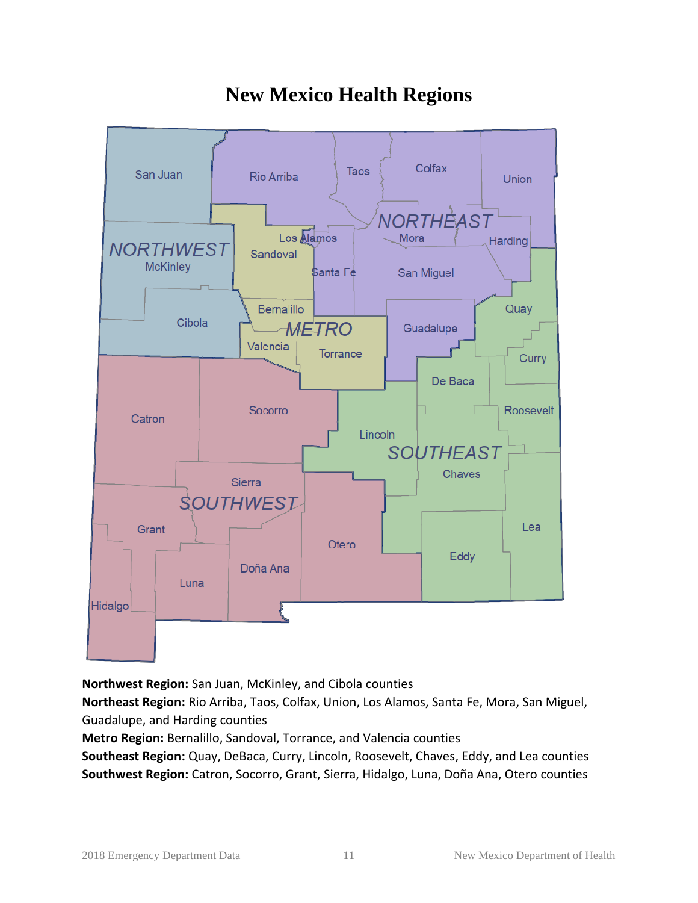# New Mexico Health Regions

**Northwest Region:** San Juan, McKinley, and Cibola counties

**Northeast Region:** Rio Arriba, Taos, Colfax, Union, Los Alamos, Santa Fe, Mora, San Miguel, Guadalupe, and Harding counties

**Metro Region:** Bernalillo, Sandoval, Torrance, and Valencia counties

**Southeast Region:** Quay, DeBaca, Curry, Lincoln, Roosevelt, Chaves, Eddy, and Lea counties

**Southwest Region:** Catron, Socorro, Grant, Sierra, Hidalgo, Luna, Doña Ana, Otero counties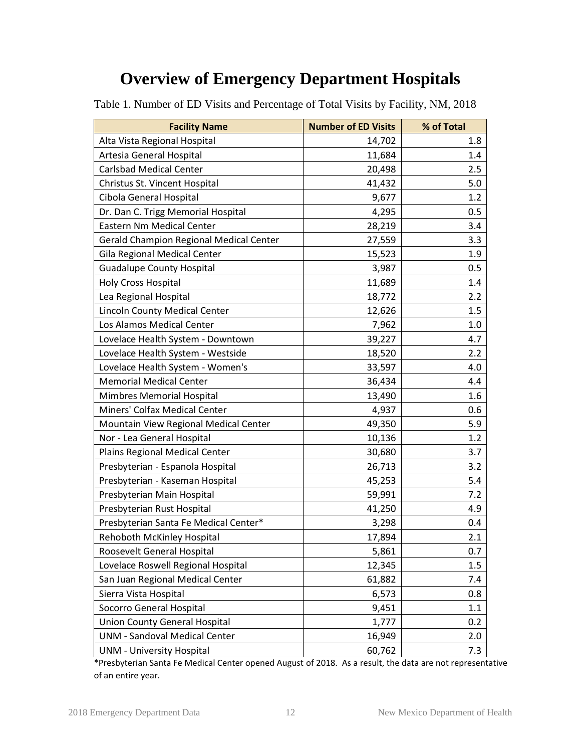# Overview of Emergency Department Hospitals

Table 1. Number of ED Visits and Percentage of Total Visits by Facility, NM, 2018

| Facility Name | Number of ED Visits | % of Total |
|---|---|---|
| Alta Vista Regional Hospital | 14,702 | 1.8 |
| Artesia General Hospital | 11,684 | 1.4 |
| Carlsbad Medical Center | 20,498 | 2.5 |
| Christus St. Vincent Hospital | 41,432 | 5.0 |
| Cibola General Hospital | 9,677 | 1.2 |
| Dr. Dan C. Trigg Memorial Hospital | 4,295 | 0.5 |
| Eastern Nm Medical Center | 28,219 | 3.4 |
| Gerald Champion Regional Medical Center | 27,559 | 3.3 |
| Gila Regional Medical Center | 15,523 | 1.9 |
| Guadalupe County Hospital | 3,987 | 0.5 |
| Holy Cross Hospital | 11,689 | 1.4 |
| Lea Regional Hospital | 18,772 | 2.2 |
| Lincoln County Medical Center | 12,626 | 1.5 |
| Los Alamos Medical Center | 7,962 | 1.0 |
| Lovelace Health System - Downtown | 39,227 | 4.7 |
| Lovelace Health System - Westside | 18,520 | 2.2 |
| Lovelace Health System - Women's | 33,597 | 4.0 |
| Memorial Medical Center | 36,434 | 4.4 |
| Mimbres Memorial Hospital | 13,490 | 1.6 |
| Miners' Colfax Medical Center | 4,937 | 0.6 |
| Mountain View Regional Medical Center | 49,350 | 5.9 |
| Nor - Lea General Hospital | 10,136 | 1.2 |
| Plains Regional Medical Center | 30,680 | 3.7 |
| Presbyterian - Espanola Hospital | 26,713 | 3.2 |
| Presbyterian - Kaseman Hospital | 45,253 | 5.4 |
| Presbyterian Main Hospital | 59,991 | 7.2 |
| Presbyterian Rust Hospital | 41,250 | 4.9 |
| Presbyterian Santa Fe Medical Center* | 3,298 | 0.4 |
| Rehoboth McKinley Hospital | 17,894 | 2.1 |
| Roosevelt General Hospital | 5,861 | 0.7 |
| Lovelace Roswell Regional Hospital | 12,345 | 1.5 |
| San Juan Regional Medical Center | 61,882 | 7.4 |
| Sierra Vista Hospital | 6,573 | 0.8 |
| Socorro General Hospital | 9,451 | 1.1 |
| Union County General Hospital | 1,777 | 0.2 |
| UNM - Sandoval Medical Center | 16,949 | 2.0 |
| UNM - University Hospital | 60,762 | 7.3 |

*Presbyterian Santa Fe Medical Center opened August of 2018. As a result, the data are not representative of an entire year.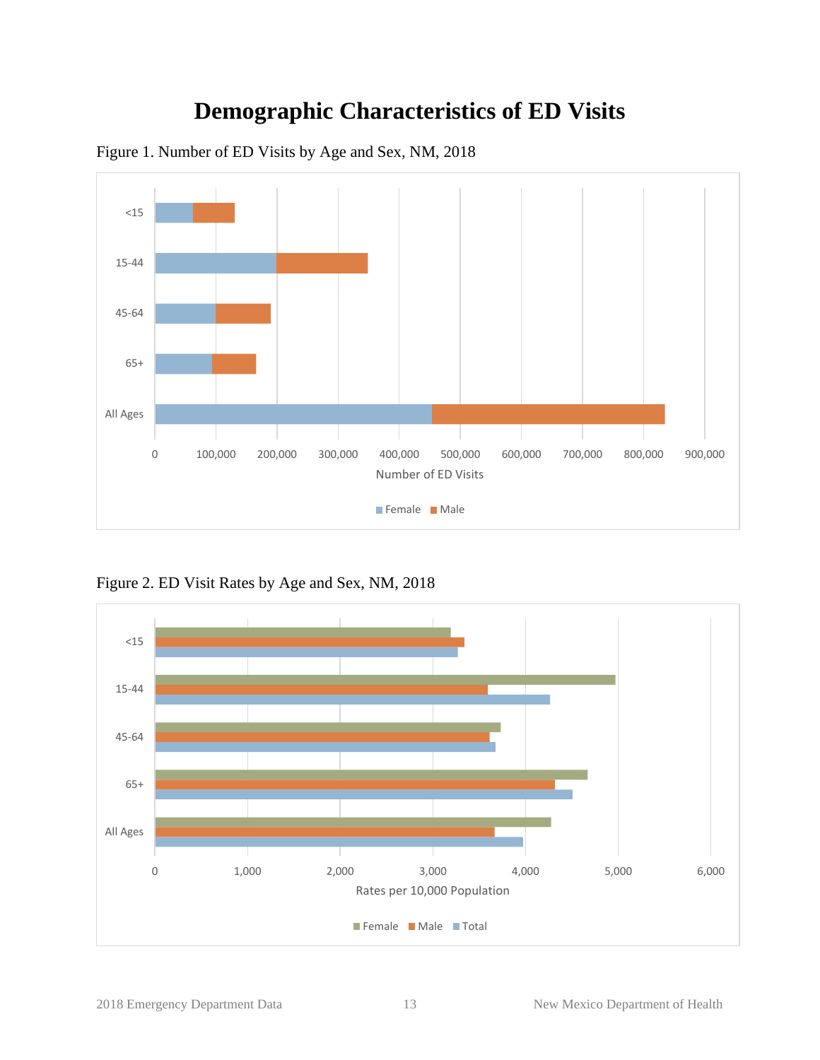# Demographic Characteristics of ED Visits

Figure 1. Number of ED Visits by Age and Sex, NM, 2018

Figure 2. ED Visit Rates by Age and Sex, NM, 2018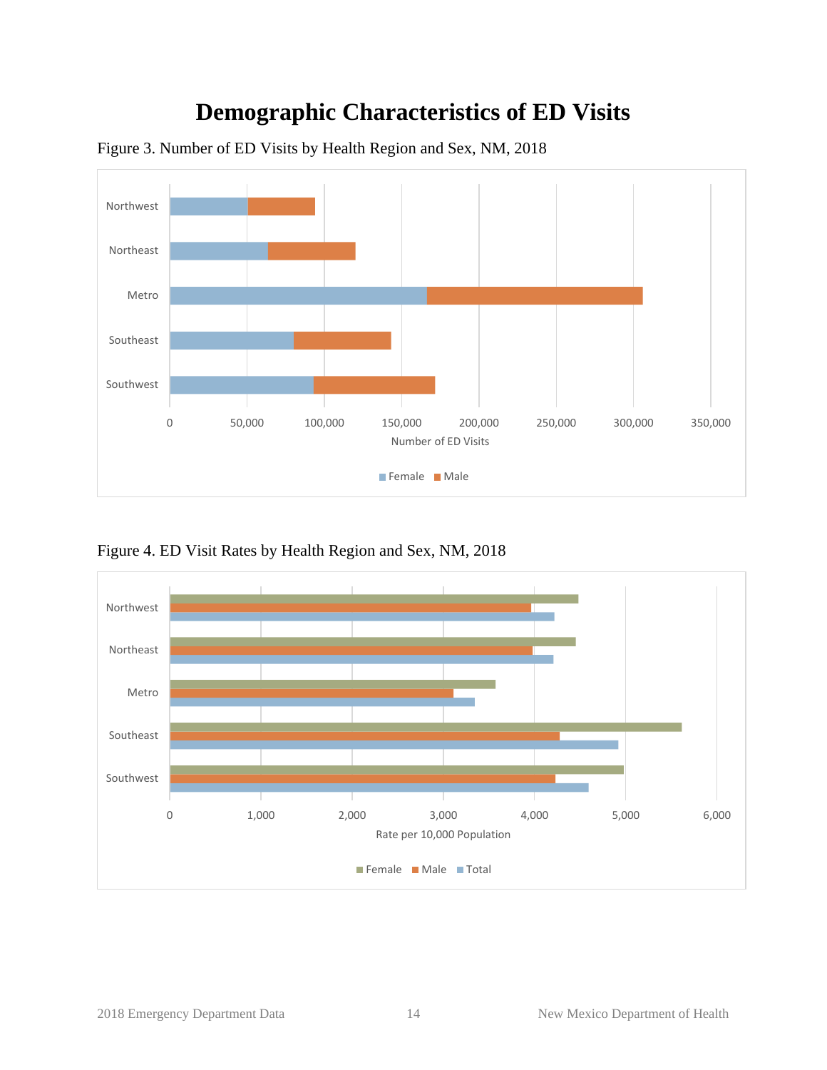# Demographic Characteristics of ED Visits

Figure 3. Number of ED Visits by Health Region and Sex, NM, 2018

Figure 4. ED Visit Rates by Health Region and Sex, NM, 2018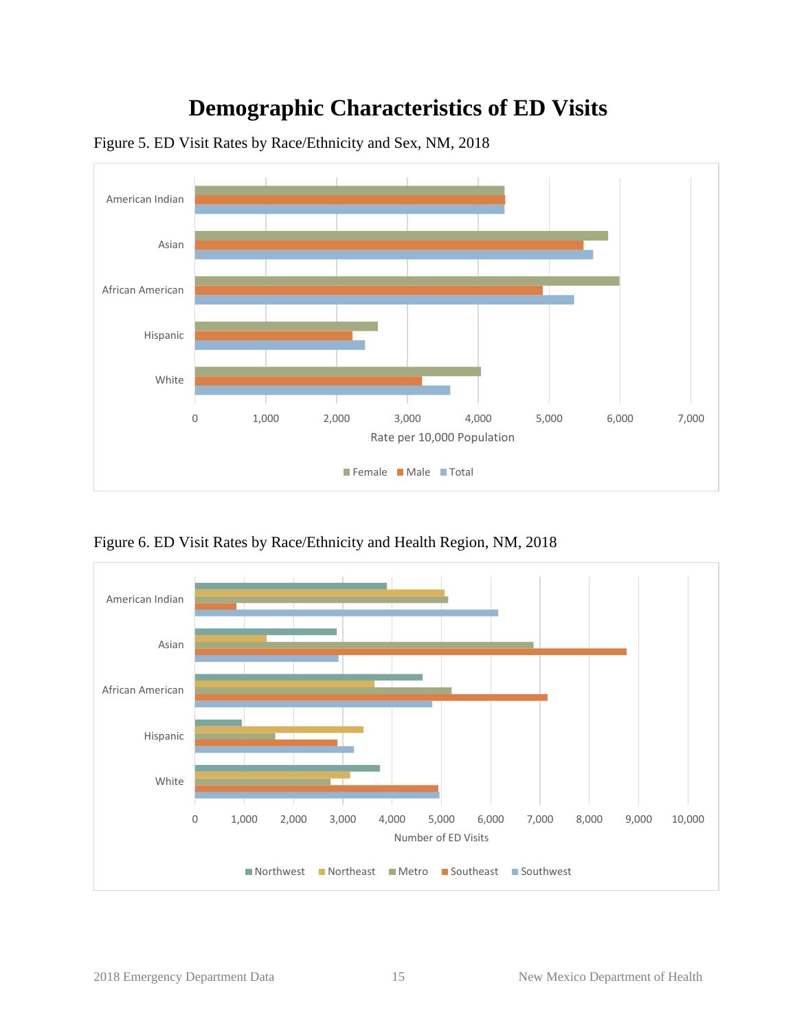# Demographic Characteristics of ED Visits

Figure 5. ED Visit Rates by Race/Ethnicity and Sex, NM, 2018

Figure 6. ED Visit Rates by Race/Ethnicity and Health Region, NM, 2018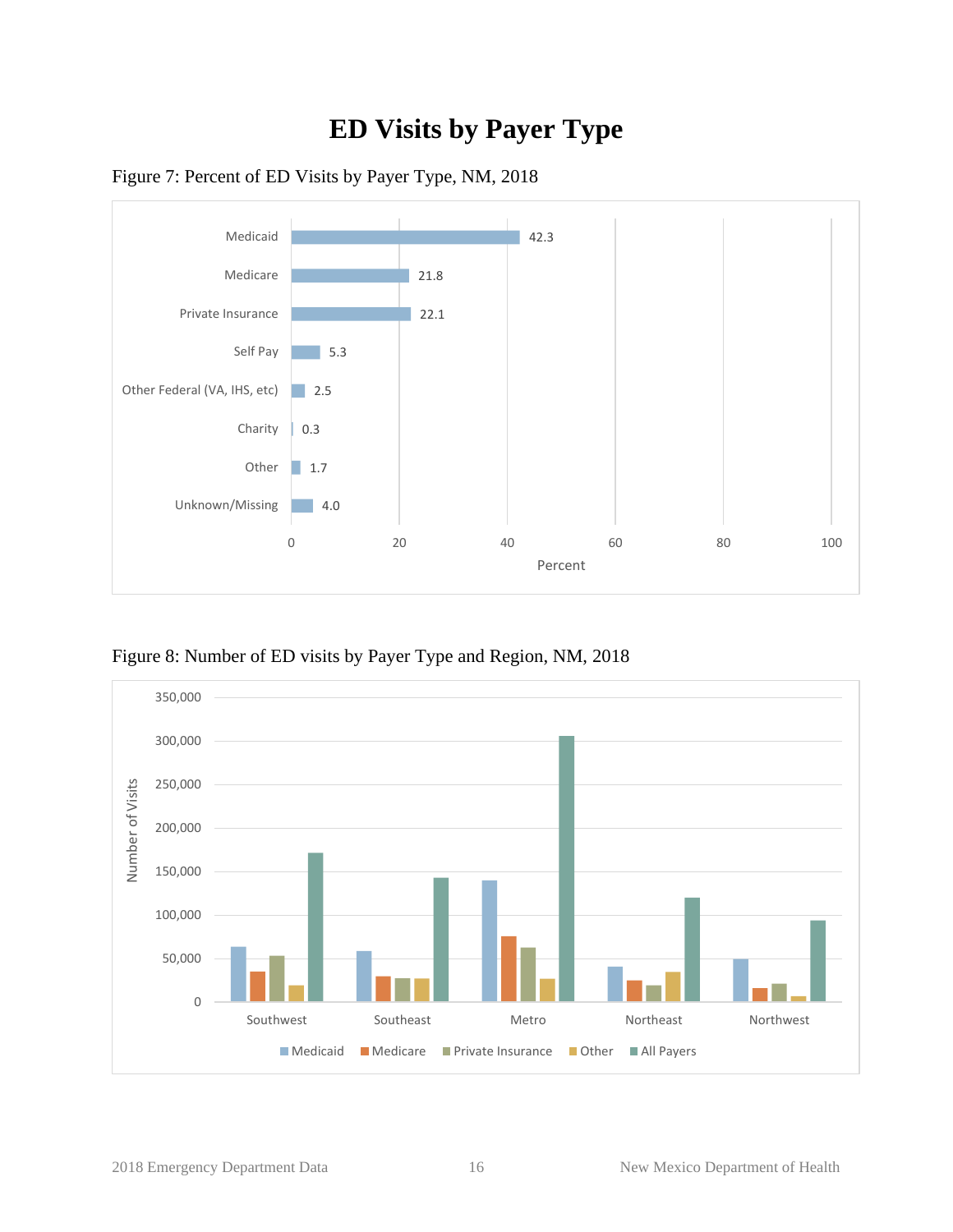# ED Visits by Payer Type

Figure 7: Percent of ED Visits by Payer Type, NM, 2018

| Payer Type | Percent |
|---|---|
| Medicaid | 42.3 |
| Medicare | 21.8 |
| Private Insurance | 22.1 |
| Self Pay | 5.3 |
| Other Federal (VA, IHS, etc) | 2.5 |
| Charity | 0.3 |
| Other | 1.7 |
| Unknown/Missing | 4.0 |

Figure 8: Number of ED visits by Payer Type and Region, NM, 2018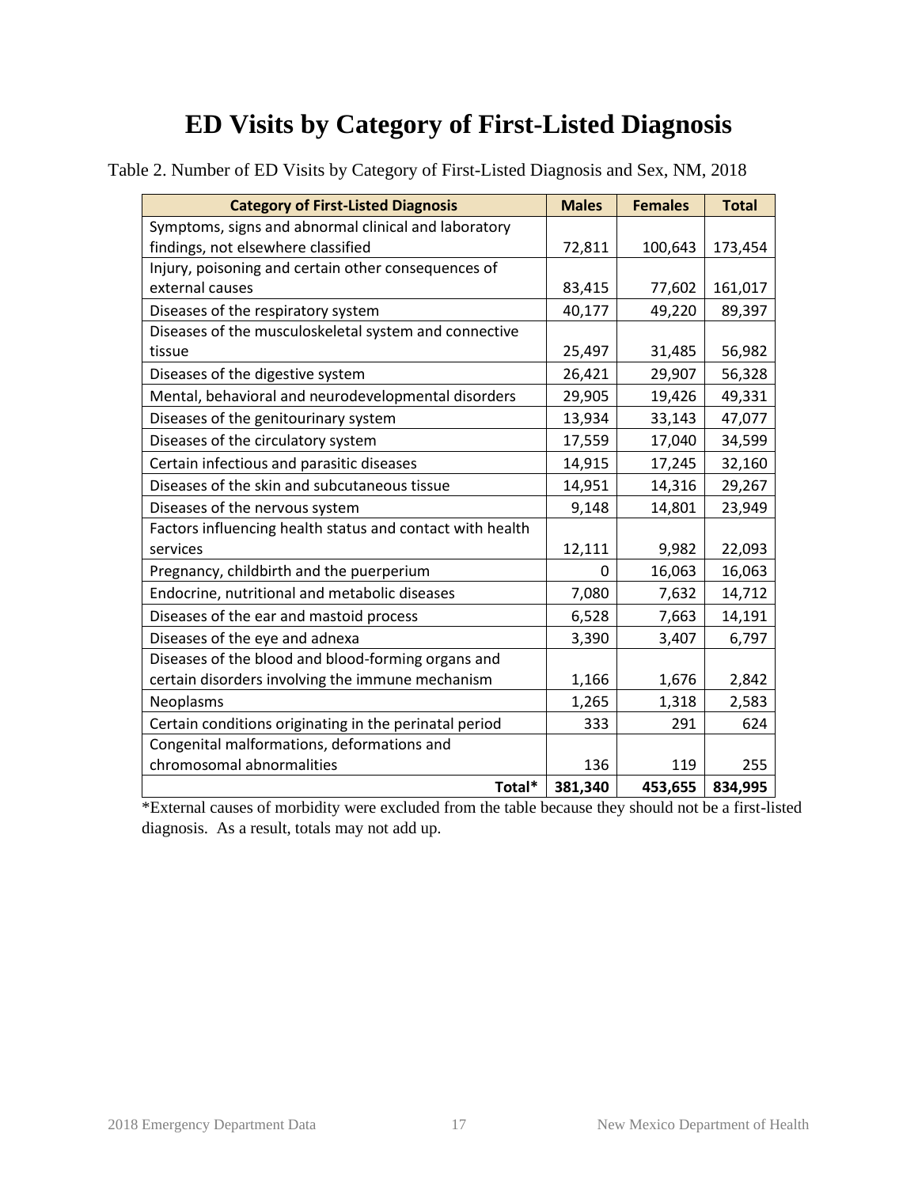# ED Visits by Category of First-Listed Diagnosis

Table 2. Number of ED Visits by Category of First-Listed Diagnosis and Sex, NM, 2018

| Category of First-Listed Diagnosis | Males | Females | Total |
|---|---|---|---|
| Symptoms, signs and abnormal clinical and laboratory findings, not elsewhere classified | 72,811 | 100,643 | 173,454 |
| Injury, poisoning and certain other consequences of external causes | 83,415 | 77,602 | 161,017 |
| Diseases of the respiratory system | 40,177 | 49,220 | 89,397 |
| Diseases of the musculoskeletal system and connective tissue | 25,497 | 31,485 | 56,982 |
| Diseases of the digestive system | 26,421 | 29,907 | 56,328 |
| Mental, behavioral and neurodevelopmental disorders | 29,905 | 19,426 | 49,331 |
| Diseases of the genitourinary system | 13,934 | 33,143 | 47,077 |
| Diseases of the circulatory system | 17,559 | 17,040 | 34,599 |
| Certain infectious and parasitic diseases | 14,915 | 17,245 | 32,160 |
| Diseases of the skin and subcutaneous tissue | 14,951 | 14,316 | 29,267 |
| Diseases of the nervous system | 9,148 | 14,801 | 23,949 |
| Factors influencing health status and contact with health services | 12,111 | 9,982 | 22,093 |
| Pregnancy, childbirth and the puerperium | 0 | 16,063 | 16,063 |
| Endocrine, nutritional and metabolic diseases | 7,080 | 7,632 | 14,712 |
| Diseases of the ear and mastoid process | 6,528 | 7,663 | 14,191 |
| Diseases of the eye and adnexa | 3,390 | 3,407 | 6,797 |
| Diseases of the blood and blood-forming organs and certain disorders involving the immune mechanism | 1,166 | 1,676 | 2,842 |
| Neoplasms | 1,265 | 1,318 | 2,583 |
| Certain conditions originating in the perinatal period | 333 | 291 | 624 |
| Congenital malformations, deformations and chromosomal abnormalities | 136 | 119 | 255 |
| **Total*** | **381,340** | **453,655** | **834,995** |

*External causes of morbidity were excluded from the table because they should not be a first-listed diagnosis. As a result, totals may not add up.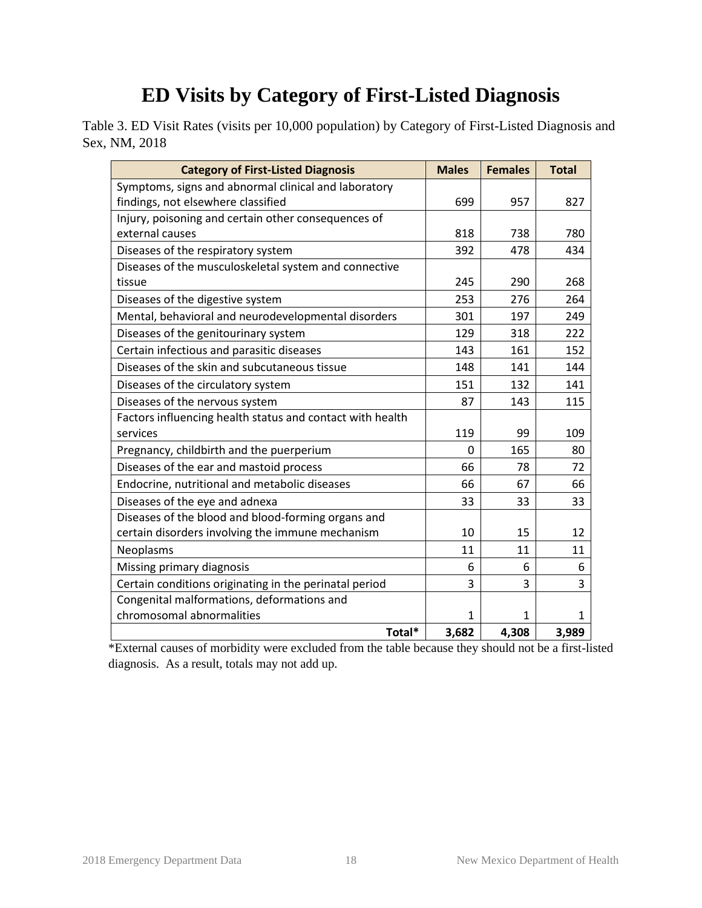# ED Visits by Category of First-Listed Diagnosis

Table 3. ED Visit Rates (visits per 10,000 population) by Category of First-Listed Diagnosis and Sex, NM, 2018

| Category of First-Listed Diagnosis | Males | Females | Total |
|---|---|---|---|
| Symptoms, signs and abnormal clinical and laboratory findings, not elsewhere classified | 699 | 957 | 827 |
| Injury, poisoning and certain other consequences of external causes | 818 | 738 | 780 |
| Diseases of the respiratory system | 392 | 478 | 434 |
| Diseases of the musculoskeletal system and connective tissue | 245 | 290 | 268 |
| Diseases of the digestive system | 253 | 276 | 264 |
| Mental, behavioral and neurodevelopmental disorders | 301 | 197 | 249 |
| Diseases of the genitourinary system | 129 | 318 | 222 |
| Certain infectious and parasitic diseases | 143 | 161 | 152 |
| Diseases of the skin and subcutaneous tissue | 148 | 141 | 144 |
| Diseases of the circulatory system | 151 | 132 | 141 |
| Diseases of the nervous system | 87 | 143 | 115 |
| Factors influencing health status and contact with health services | 119 | 99 | 109 |
| Pregnancy, childbirth and the puerperium | 0 | 165 | 80 |
| Diseases of the ear and mastoid process | 66 | 78 | 72 |
| Endocrine, nutritional and metabolic diseases | 66 | 67 | 66 |
| Diseases of the eye and adnexa | 33 | 33 | 33 |
| Diseases of the blood and blood-forming organs and certain disorders involving the immune mechanism | 10 | 15 | 12 |
| Neoplasms | 11 | 11 | 11 |
| Missing primary diagnosis | 6 | 6 | 6 |
| Certain conditions originating in the perinatal period | 3 | 3 | 3 |
| Congenital malformations, deformations and chromosomal abnormalities | 1 | 1 | 1 |
| **Total*** | **3,682** | **4,308** | **3,989** |

*External causes of morbidity were excluded from the table because they should not be a first-listed diagnosis. As a result, totals may not add up.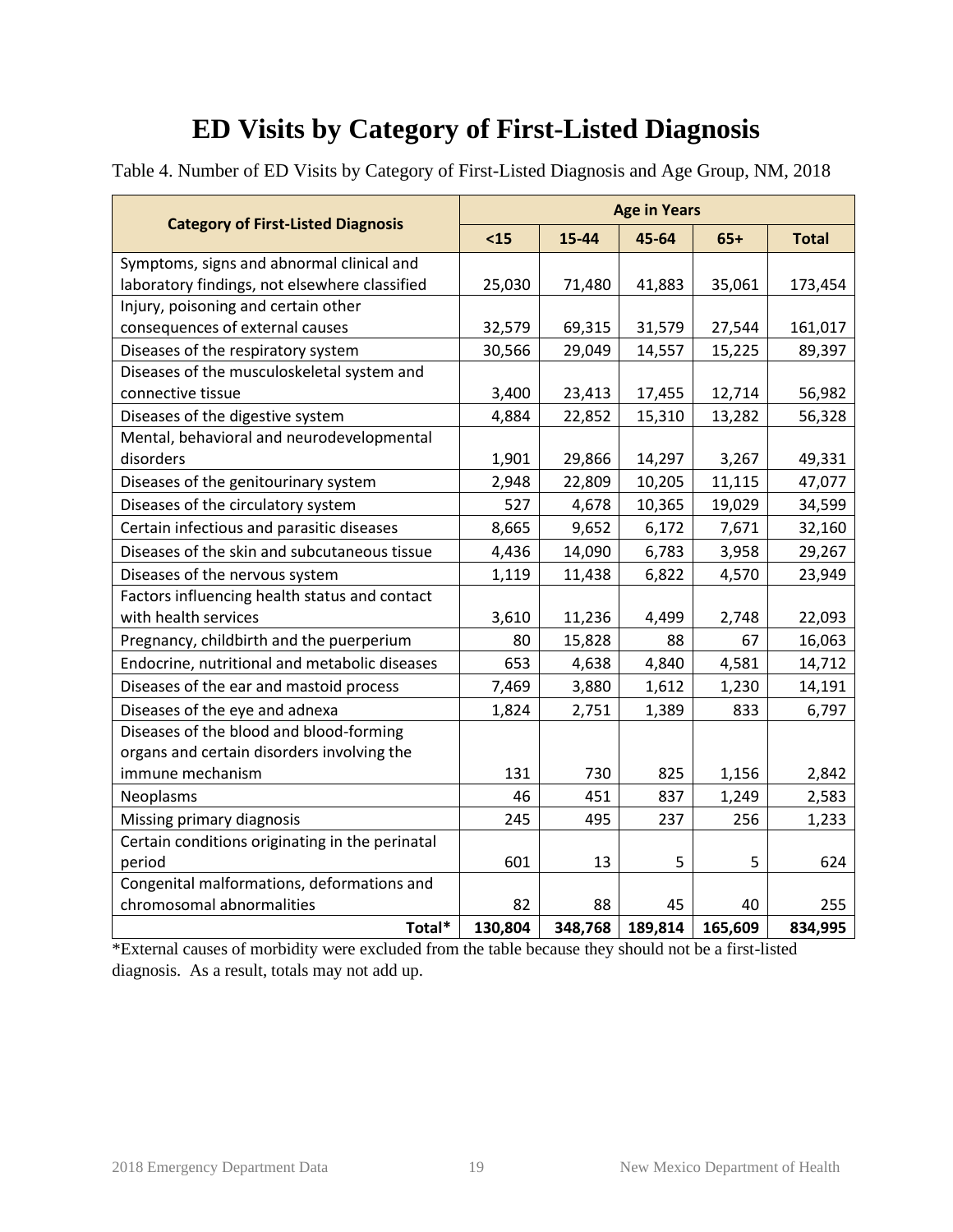# ED Visits by Category of First-Listed Diagnosis

Table 4. Number of ED Visits by Category of First-Listed Diagnosis and Age Group, NM, 2018

| Category of First-Listed Diagnosis | Age in Years | | | | |
|---|---|---|---|---|---|
| | <15 | 15-44 | 45-64 | 65+ | Total |
| Symptoms, signs and abnormal clinical and laboratory findings, not elsewhere classified | 25,030 | 71,480 | 41,883 | 35,061 | 173,454 |
| Injury, poisoning and certain other consequences of external causes | 32,579 | 69,315 | 31,579 | 27,544 | 161,017 |
| Diseases of the respiratory system | 30,566 | 29,049 | 14,557 | 15,225 | 89,397 |
| Diseases of the musculoskeletal system and connective tissue | 3,400 | 23,413 | 17,455 | 12,714 | 56,982 |
| Diseases of the digestive system | 4,884 | 22,852 | 15,310 | 13,282 | 56,328 |
| Mental, behavioral and neurodevelopmental disorders | 1,901 | 29,866 | 14,297 | 3,267 | 49,331 |
| Diseases of the genitourinary system | 2,948 | 22,809 | 10,205 | 11,115 | 47,077 |
| Diseases of the circulatory system | 527 | 4,678 | 10,365 | 19,029 | 34,599 |
| Certain infectious and parasitic diseases | 8,665 | 9,652 | 6,172 | 7,671 | 32,160 |
| Diseases of the skin and subcutaneous tissue | 4,436 | 14,090 | 6,783 | 3,958 | 29,267 |
| Diseases of the nervous system | 1,119 | 11,438 | 6,822 | 4,570 | 23,949 |
| Factors influencing health status and contact with health services | 3,610 | 11,236 | 4,499 | 2,748 | 22,093 |
| Pregnancy, childbirth and the puerperium | 80 | 15,828 | 88 | 67 | 16,063 |
| Endocrine, nutritional and metabolic diseases | 653 | 4,638 | 4,840 | 4,581 | 14,712 |
| Diseases of the ear and mastoid process | 7,469 | 3,880 | 1,612 | 1,230 | 14,191 |
| Diseases of the eye and adnexa | 1,824 | 2,751 | 1,389 | 833 | 6,797 |
| Diseases of the blood and blood-forming organs and certain disorders involving the immune mechanism | 131 | 730 | 825 | 1,156 | 2,842 |
| Neoplasms | 46 | 451 | 837 | 1,249 | 2,583 |
| Missing primary diagnosis | 245 | 495 | 237 | 256 | 1,233 |
| Certain conditions originating in the perinatal period | 601 | 13 | 5 | 5 | 624 |
| Congenital malformations, deformations and chromosomal abnormalities | 82 | 88 | 45 | 40 | 255 |
| **Total*** | **130,804** | **348,768** | **189,814** | **165,609** | **834,995** |

*External causes of morbidity were excluded from the table because they should not be a first-listed diagnosis. As a result, totals may not add up.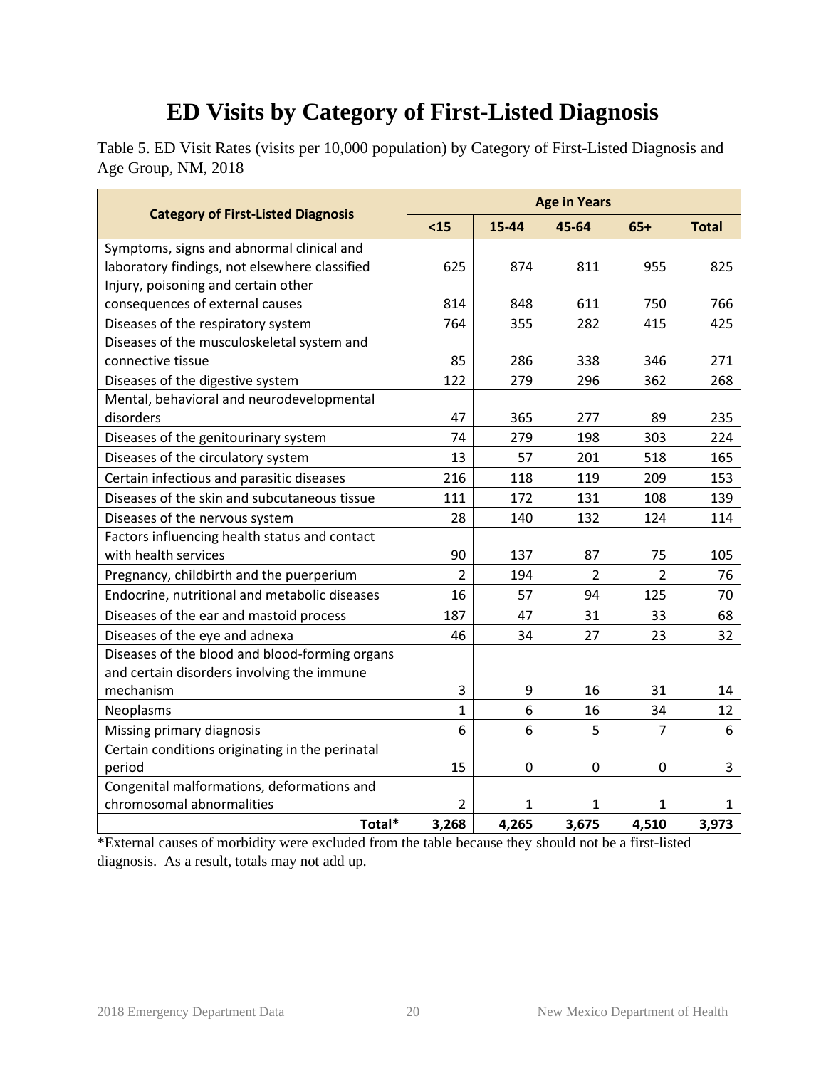# ED Visits by Category of First-Listed Diagnosis

Table 5. ED Visit Rates (visits per 10,000 population) by Category of First-Listed Diagnosis and Age Group, NM, 2018

| Category of First-Listed Diagnosis | Age in Years | | | | |
|---|---|---|---|---|---|
| | <15 | 15-44 | 45-64 | 65+ | Total |
| Symptoms, signs and abnormal clinical and laboratory findings, not elsewhere classified | 625 | 874 | 811 | 955 | 825 |
| Injury, poisoning and certain other consequences of external causes | 814 | 848 | 611 | 750 | 766 |
| Diseases of the respiratory system | 764 | 355 | 282 | 415 | 425 |
| Diseases of the musculoskeletal system and connective tissue | 85 | 286 | 338 | 346 | 271 |
| Diseases of the digestive system | 122 | 279 | 296 | 362 | 268 |
| Mental, behavioral and neurodevelopmental disorders | 47 | 365 | 277 | 89 | 235 |
| Diseases of the genitourinary system | 74 | 279 | 198 | 303 | 224 |
| Diseases of the circulatory system | 13 | 57 | 201 | 518 | 165 |
| Certain infectious and parasitic diseases | 216 | 118 | 119 | 209 | 153 |
| Diseases of the skin and subcutaneous tissue | 111 | 172 | 131 | 108 | 139 |
| Diseases of the nervous system | 28 | 140 | 132 | 124 | 114 |
| Factors influencing health status and contact with health services | 90 | 137 | 87 | 75 | 105 |
| Pregnancy, childbirth and the puerperium | 2 | 194 | 2 | 2 | 76 |
| Endocrine, nutritional and metabolic diseases | 16 | 57 | 94 | 125 | 70 |
| Diseases of the ear and mastoid process | 187 | 47 | 31 | 33 | 68 |
| Diseases of the eye and adnexa | 46 | 34 | 27 | 23 | 32 |
| Diseases of the blood and blood-forming organs and certain disorders involving the immune mechanism | 3 | 9 | 16 | 31 | 14 |
| Neoplasms | 1 | 6 | 16 | 34 | 12 |
| Missing primary diagnosis | 6 | 6 | 5 | 7 | 6 |
| Certain conditions originating in the perinatal period | 15 | 0 | 0 | 0 | 3 |
| Congenital malformations, deformations and chromosomal abnormalities | 2 | 1 | 1 | 1 | 1 |
| **Total*** | **3,268** | **4,265** | **3,675** | **4,510** | **3,973** |

*External causes of morbidity were excluded from the table because they should not be a first-listed diagnosis. As a result, totals may not add up.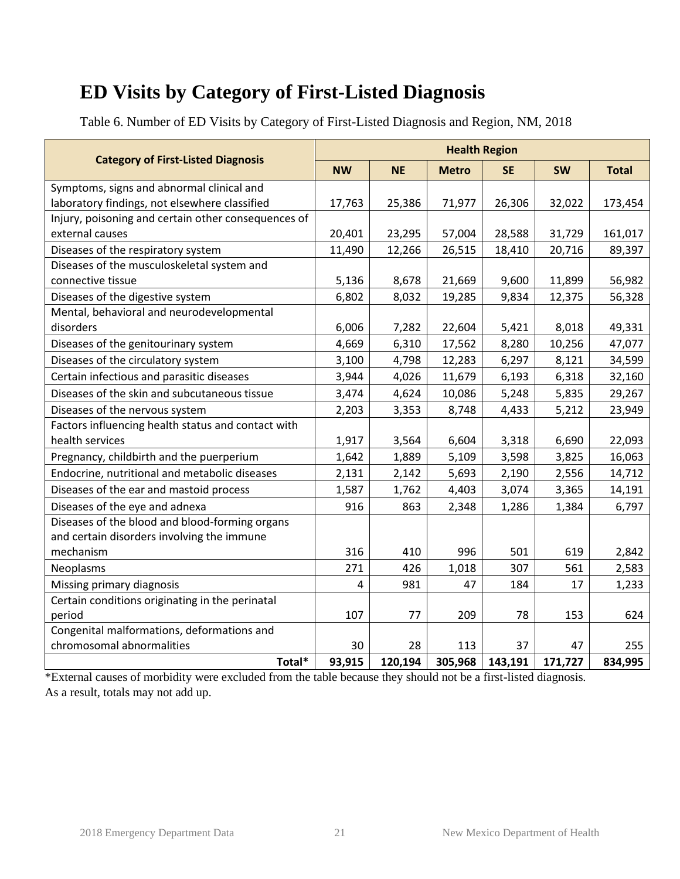# ED Visits by Category of First-Listed Diagnosis

Table 6. Number of ED Visits by Category of First-Listed Diagnosis and Region, NM, 2018

| Category of First-Listed Diagnosis | Health Region | | | | | |
|---|---|---|---|---|---|---|
| | NW | NE | Metro | SE | SW | Total |
| Symptoms, signs and abnormal clinical and laboratory findings, not elsewhere classified | 17,763 | 25,386 | 71,977 | 26,306 | 32,022 | 173,454 |
| Injury, poisoning and certain other consequences of external causes | 20,401 | 23,295 | 57,004 | 28,588 | 31,729 | 161,017 |
| Diseases of the respiratory system | 11,490 | 12,266 | 26,515 | 18,410 | 20,716 | 89,397 |
| Diseases of the musculoskeletal system and connective tissue | 5,136 | 8,678 | 21,669 | 9,600 | 11,899 | 56,982 |
| Diseases of the digestive system | 6,802 | 8,032 | 19,285 | 9,834 | 12,375 | 56,328 |
| Mental, behavioral and neurodevelopmental disorders | 6,006 | 7,282 | 22,604 | 5,421 | 8,018 | 49,331 |
| Diseases of the genitourinary system | 4,669 | 6,310 | 17,562 | 8,280 | 10,256 | 47,077 |
| Diseases of the circulatory system | 3,100 | 4,798 | 12,283 | 6,297 | 8,121 | 34,599 |
| Certain infectious and parasitic diseases | 3,944 | 4,026 | 11,679 | 6,193 | 6,318 | 32,160 |
| Diseases of the skin and subcutaneous tissue | 3,474 | 4,624 | 10,086 | 5,248 | 5,835 | 29,267 |
| Diseases of the nervous system | 2,203 | 3,353 | 8,748 | 4,433 | 5,212 | 23,949 |
| Factors influencing health status and contact with health services | 1,917 | 3,564 | 6,604 | 3,318 | 6,690 | 22,093 |
| Pregnancy, childbirth and the puerperium | 1,642 | 1,889 | 5,109 | 3,598 | 3,825 | 16,063 |
| Endocrine, nutritional and metabolic diseases | 2,131 | 2,142 | 5,693 | 2,190 | 2,556 | 14,712 |
| Diseases of the ear and mastoid process | 1,587 | 1,762 | 4,403 | 3,074 | 3,365 | 14,191 |
| Diseases of the eye and adnexa | 916 | 863 | 2,348 | 1,286 | 1,384 | 6,797 |
| Diseases of the blood and blood-forming organs and certain disorders involving the immune mechanism | 316 | 410 | 996 | 501 | 619 | 2,842 |
| Neoplasms | 271 | 426 | 1,018 | 307 | 561 | 2,583 |
| Missing primary diagnosis | 4 | 981 | 47 | 184 | 17 | 1,233 |
| Certain conditions originating in the perinatal period | 107 | 77 | 209 | 78 | 153 | 624 |
| Congenital malformations, deformations and chromosomal abnormalities | 30 | 28 | 113 | 37 | 47 | 255 |
| **Total*** | **93,915** | **120,194** | **305,968** | **143,191** | **171,727** | **834,995** |

*External causes of morbidity were excluded from the table because they should not be a first-listed diagnosis. As a result, totals may not add up.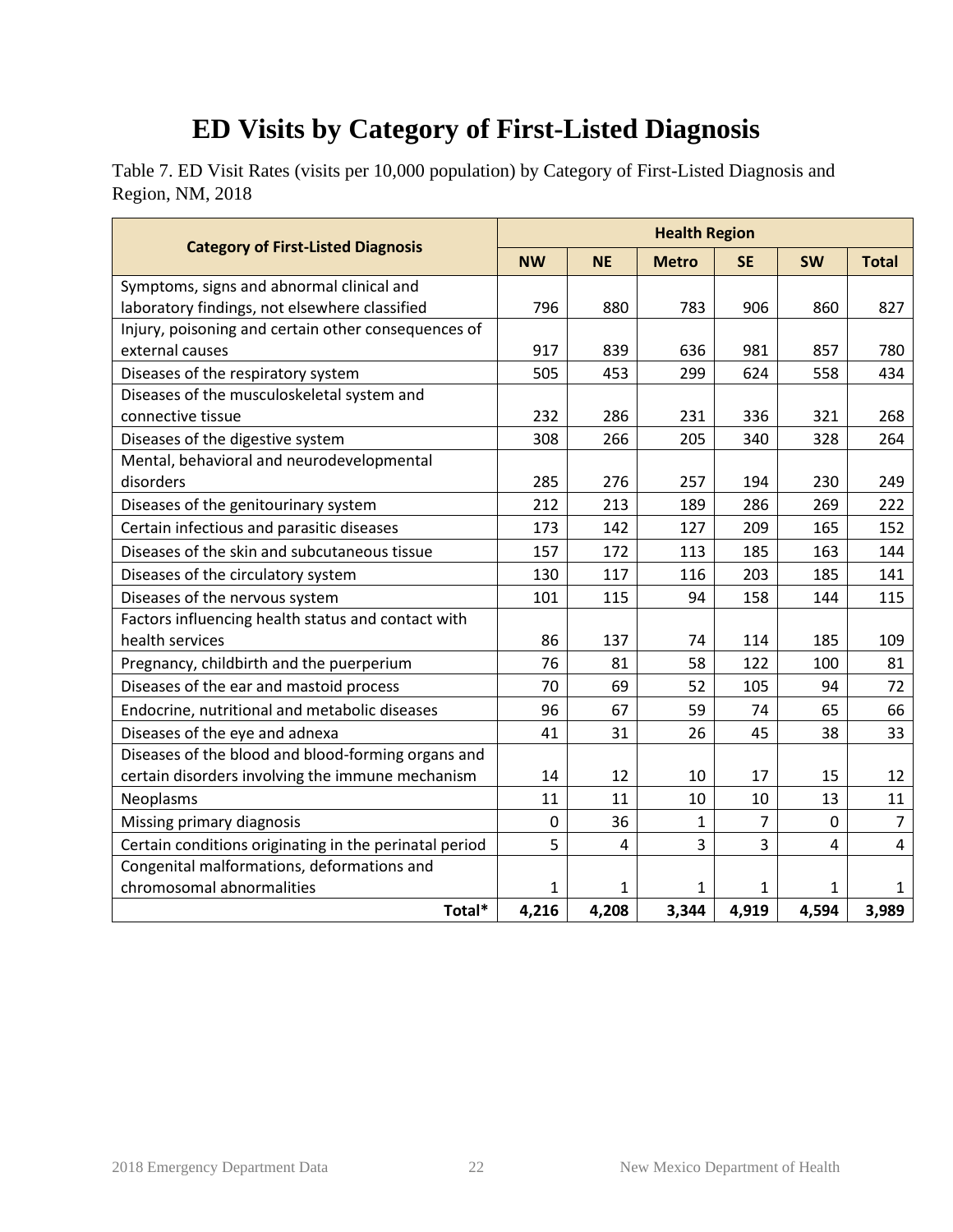# ED Visits by Category of First-Listed Diagnosis

Table 7. ED Visit Rates (visits per 10,000 population) by Category of First-Listed Diagnosis and Region, NM, 2018

| Category of First-Listed Diagnosis | Health Region | | | | | |
|---|---|---|---|---|---|---|
| | NW | NE | Metro | SE | SW | Total |
| Symptoms, signs and abnormal clinical and laboratory findings, not elsewhere classified | 796 | 880 | 783 | 906 | 860 | 827 |
| Injury, poisoning and certain other consequences of external causes | 917 | 839 | 636 | 981 | 857 | 780 |
| Diseases of the respiratory system | 505 | 453 | 299 | 624 | 558 | 434 |
| Diseases of the musculoskeletal system and connective tissue | 232 | 286 | 231 | 336 | 321 | 268 |
| Diseases of the digestive system | 308 | 266 | 205 | 340 | 328 | 264 |
| Mental, behavioral and neurodevelopmental disorders | 285 | 276 | 257 | 194 | 230 | 249 |
| Diseases of the genitourinary system | 212 | 213 | 189 | 286 | 269 | 222 |
| Certain infectious and parasitic diseases | 173 | 142 | 127 | 209 | 165 | 152 |
| Diseases of the skin and subcutaneous tissue | 157 | 172 | 113 | 185 | 163 | 144 |
| Diseases of the circulatory system | 130 | 117 | 116 | 203 | 185 | 141 |
| Diseases of the nervous system | 101 | 115 | 94 | 158 | 144 | 115 |
| Factors influencing health status and contact with health services | 86 | 137 | 74 | 114 | 185 | 109 |
| Pregnancy, childbirth and the puerperium | 76 | 81 | 58 | 122 | 100 | 81 |
| Diseases of the ear and mastoid process | 70 | 69 | 52 | 105 | 94 | 72 |
| Endocrine, nutritional and metabolic diseases | 96 | 67 | 59 | 74 | 65 | 66 |
| Diseases of the eye and adnexa | 41 | 31 | 26 | 45 | 38 | 33 |
| Diseases of the blood and blood-forming organs and certain disorders involving the immune mechanism | 14 | 12 | 10 | 17 | 15 | 12 |
| Neoplasms | 11 | 11 | 10 | 10 | 13 | 11 |
| Missing primary diagnosis | 0 | 36 | 1 | 7 | 0 | 7 |
| Certain conditions originating in the perinatal period | 5 | 4 | 3 | 3 | 4 | 4 |
| Congenital malformations, deformations and chromosomal abnormalities | 1 | 1 | 1 | 1 | 1 | 1 |
| **Total*** | **4,216** | **4,208** | **3,344** | **4,919** | **4,594** | **3,989** |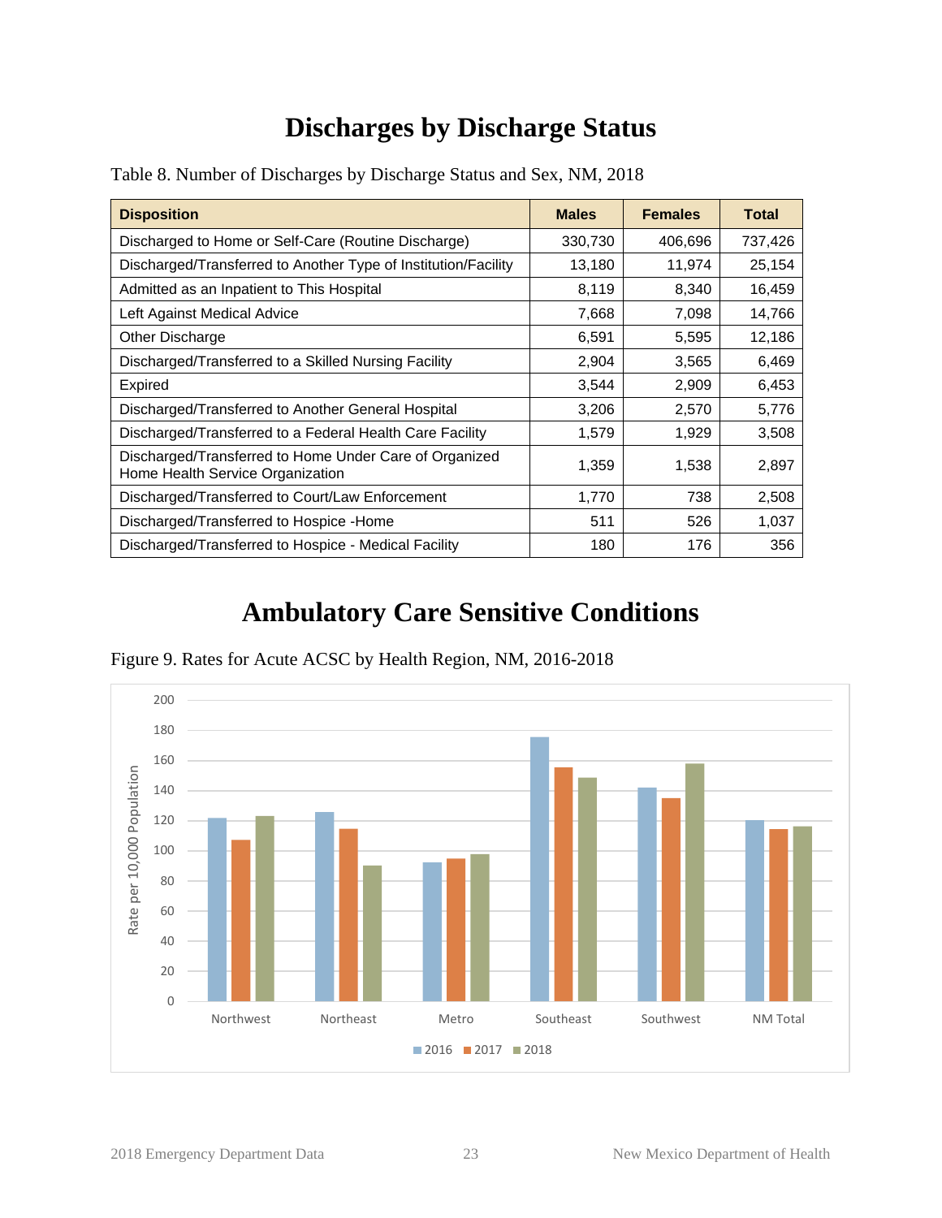# Discharges by Discharge Status

Table 8. Number of Discharges by Discharge Status and Sex, NM, 2018

| Disposition | Males | Females | Total |
|---|---|---|---|
| Discharged to Home or Self-Care (Routine Discharge) | 330,730 | 406,696 | 737,426 |
| Discharged/Transferred to Another Type of Institution/Facility | 13,180 | 11,974 | 25,154 |
| Admitted as an Inpatient to This Hospital | 8,119 | 8,340 | 16,459 |
| Left Against Medical Advice | 7,668 | 7,098 | 14,766 |
| Other Discharge | 6,591 | 5,595 | 12,186 |
| Discharged/Transferred to a Skilled Nursing Facility | 2,904 | 3,565 | 6,469 |
| Expired | 3,544 | 2,909 | 6,453 |
| Discharged/Transferred to Another General Hospital | 3,206 | 2,570 | 5,776 |
| Discharged/Transferred to a Federal Health Care Facility | 1,579 | 1,929 | 3,508 |
| Discharged/Transferred to Home Under Care of Organized Home Health Service Organization | 1,359 | 1,538 | 2,897 |
| Discharged/Transferred to Court/Law Enforcement | 1,770 | 738 | 2,508 |
| Discharged/Transferred to Hospice -Home | 511 | 526 | 1,037 |
| Discharged/Transferred to Hospice - Medical Facility | 180 | 176 | 356 |

# Ambulatory Care Sensitive Conditions

Figure 9. Rates for Acute ACSC by Health Region, NM, 2016-2018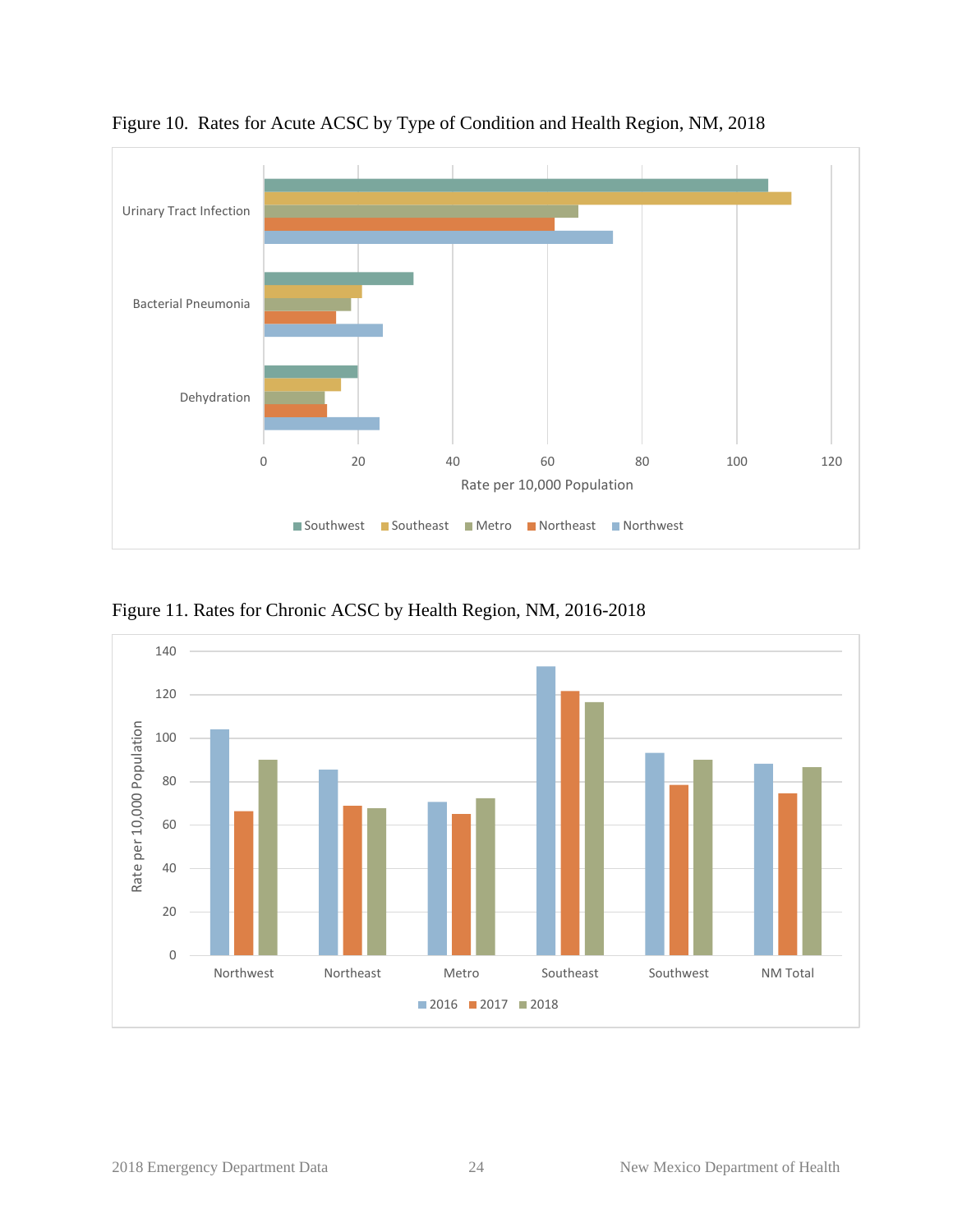Figure 10. Rates for Acute ACSC by Type of Condition and Health Region, NM, 2018

Figure 11. Rates for Chronic ACSC by Health Region, NM, 2016-2018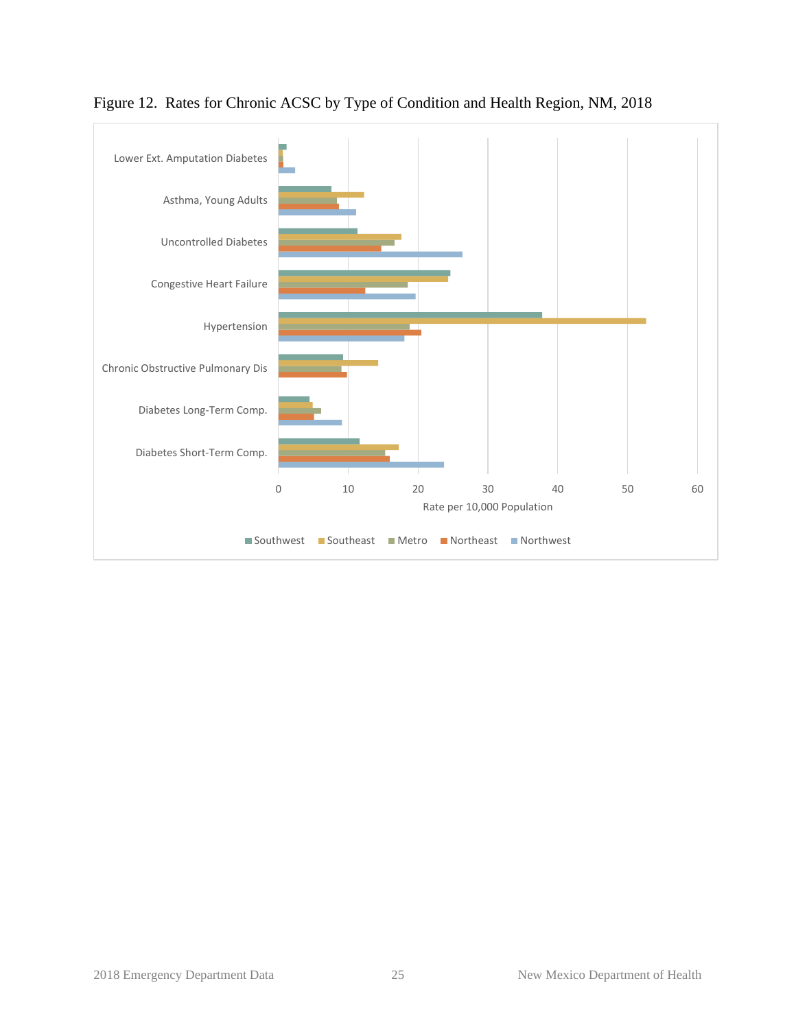Figure 12. Rates for Chronic ACSC by Type of Condition and Health Region, NM, 2018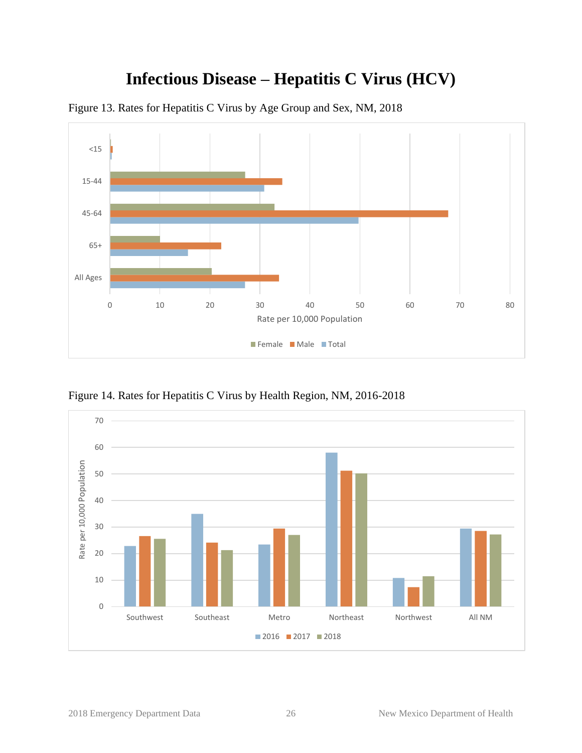# Infectious Disease – Hepatitis C Virus (HCV)

Figure 13. Rates for Hepatitis C Virus by Age Group and Sex, NM, 2018

Figure 14. Rates for Hepatitis C Virus by Health Region, NM, 2016-2018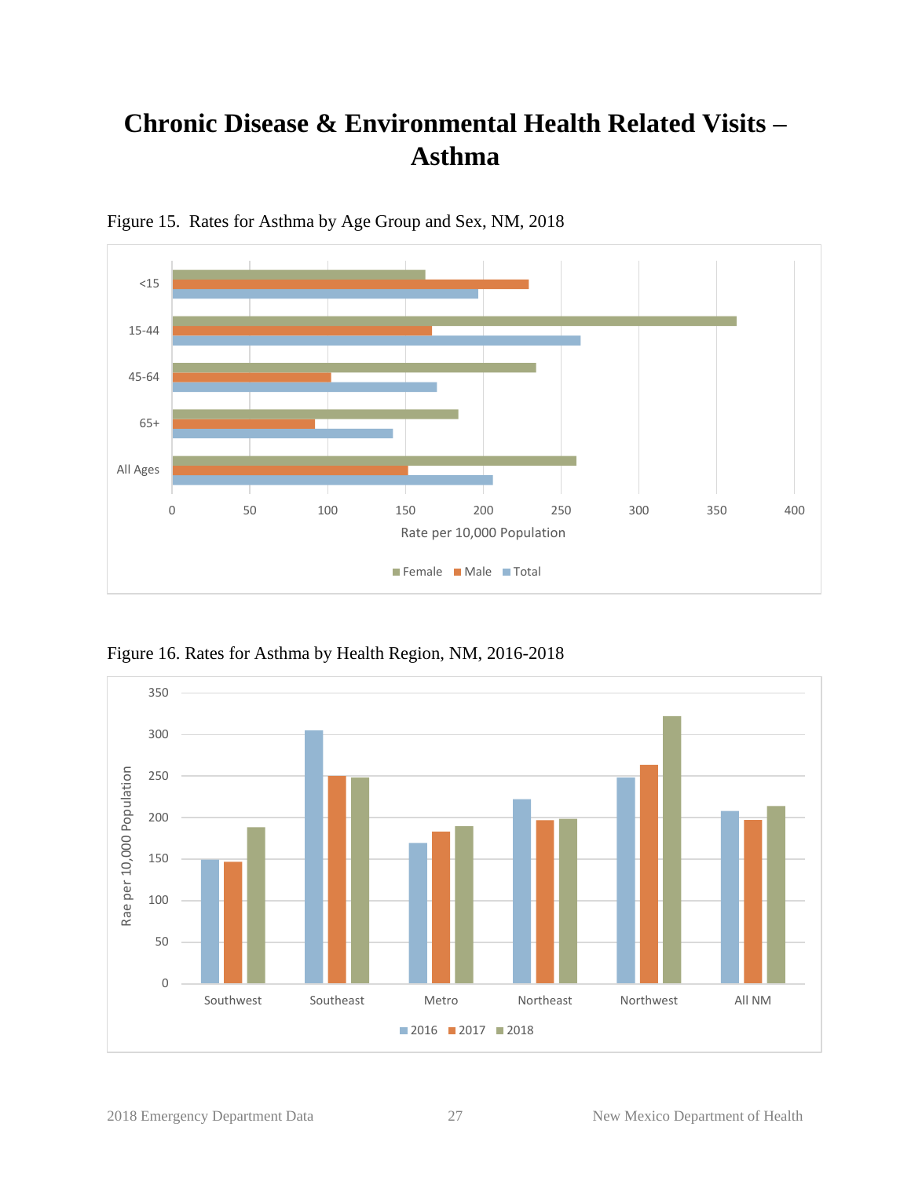# Chronic Disease & Environmental Health Related Visits – Asthma

Figure 15. Rates for Asthma by Age Group and Sex, NM, 2018

Figure 16. Rates for Asthma by Health Region, NM, 2016-2018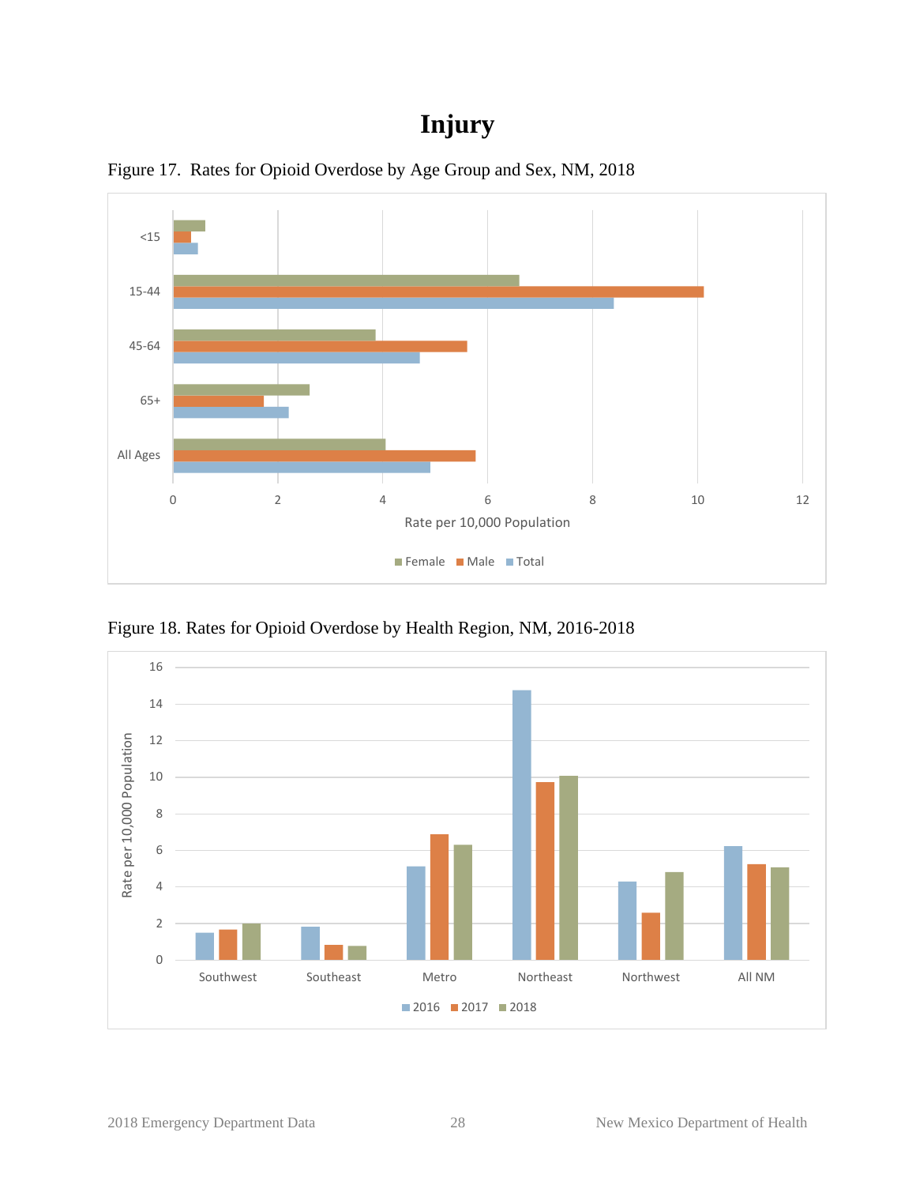# Injury

Figure 17. Rates for Opioid Overdose by Age Group and Sex, NM, 2018

Figure 18. Rates for Opioid Overdose by Health Region, NM, 2016-2018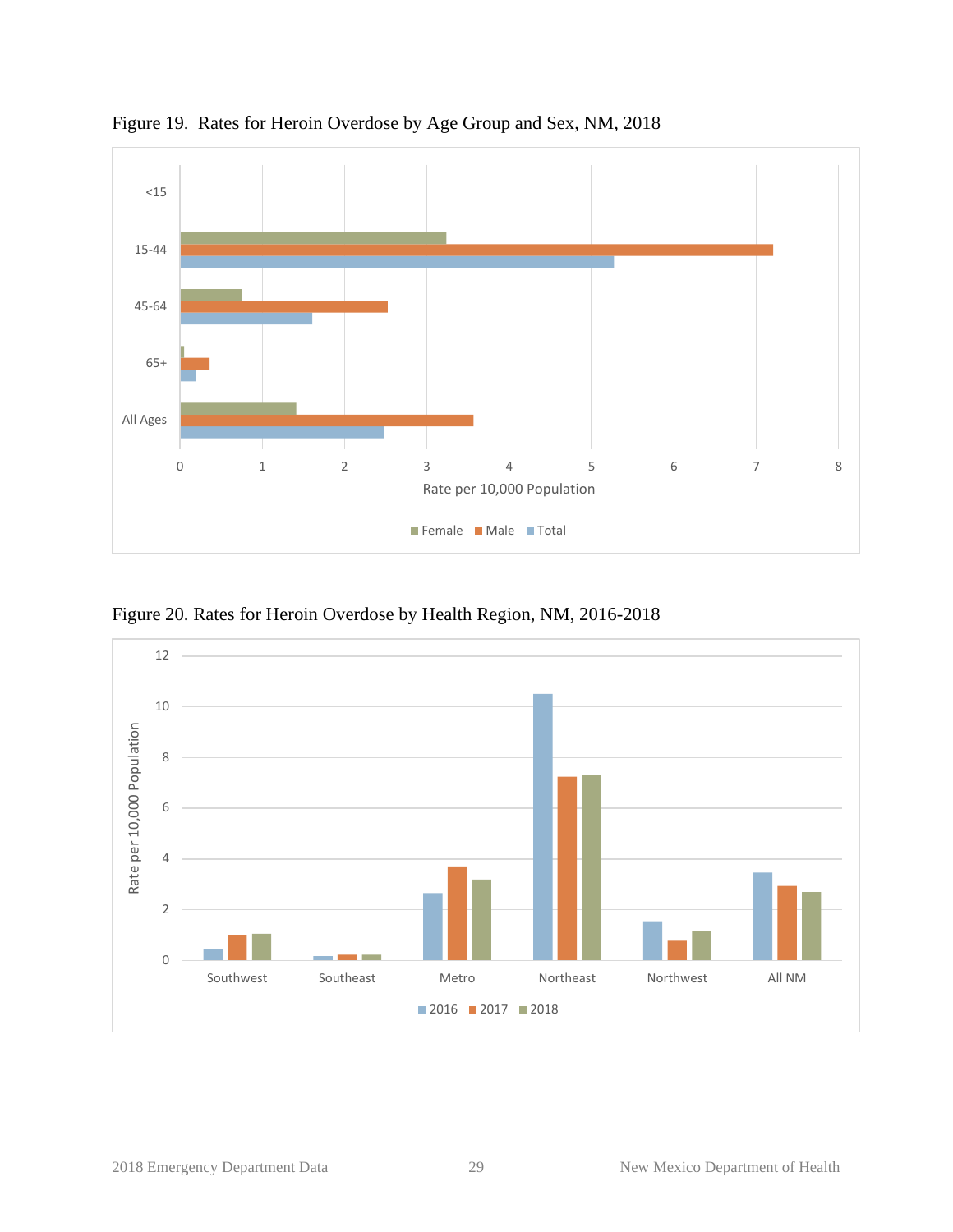Figure 19. Rates for Heroin Overdose by Age Group and Sex, NM, 2018

Figure 20. Rates for Heroin Overdose by Health Region, NM, 2016-2018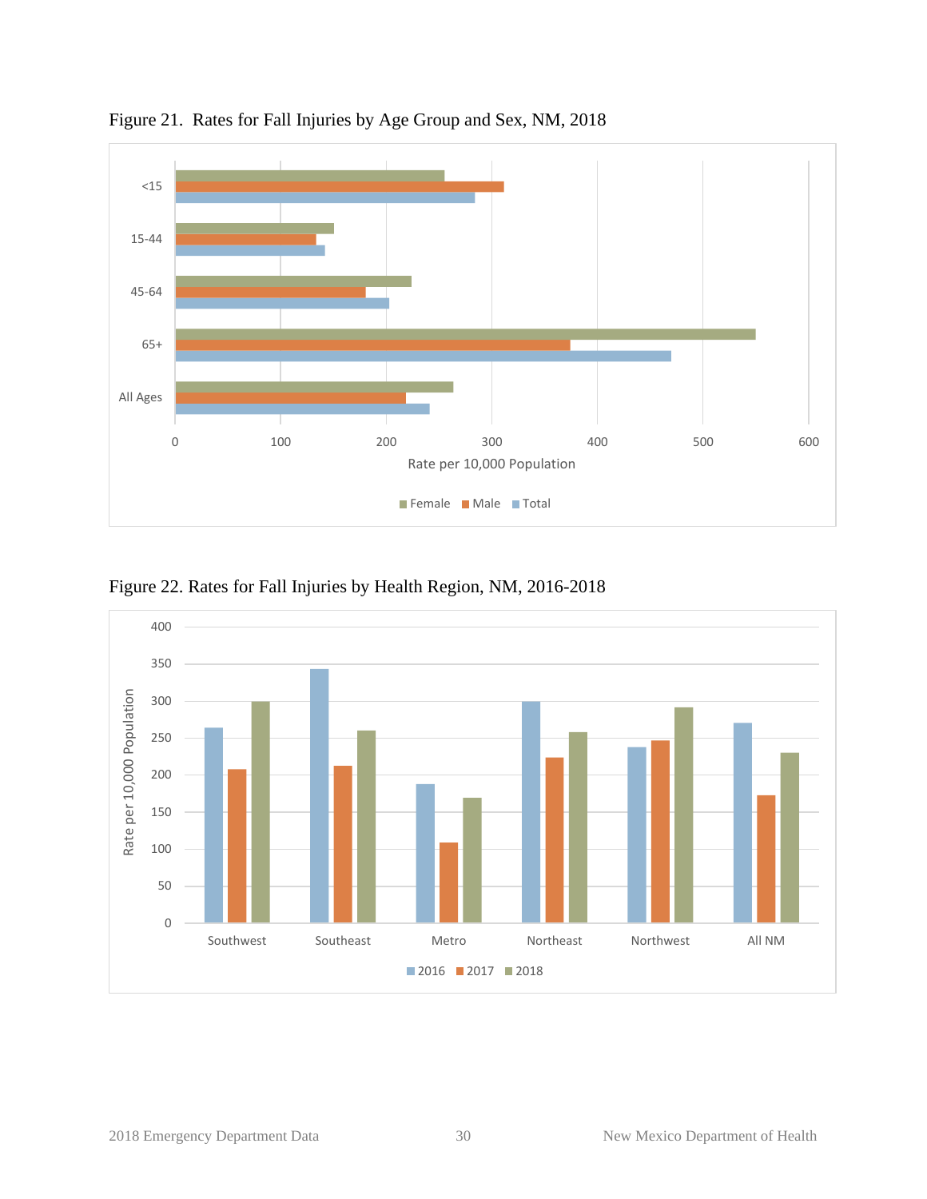Figure 21. Rates for Fall Injuries by Age Group and Sex, NM, 2018

Figure 22. Rates for Fall Injuries by Health Region, NM, 2016-2018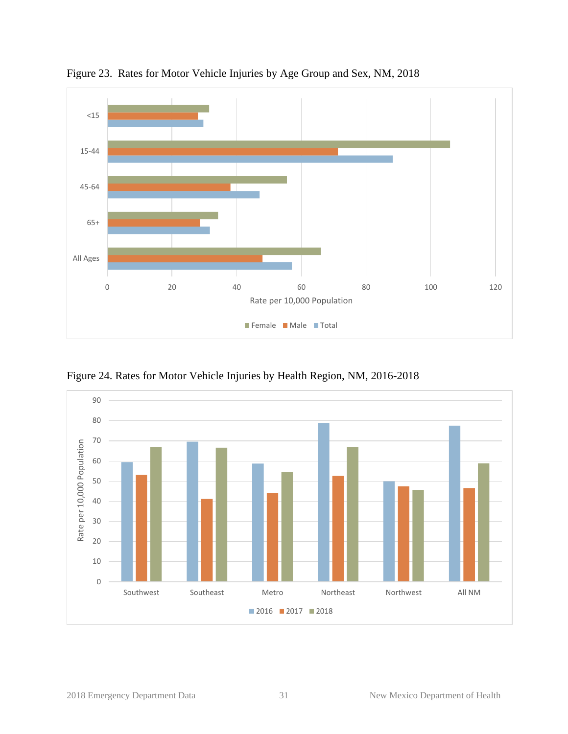Figure 23. Rates for Motor Vehicle Injuries by Age Group and Sex, NM, 2018

Figure 24. Rates for Motor Vehicle Injuries by Health Region, NM, 2016-2018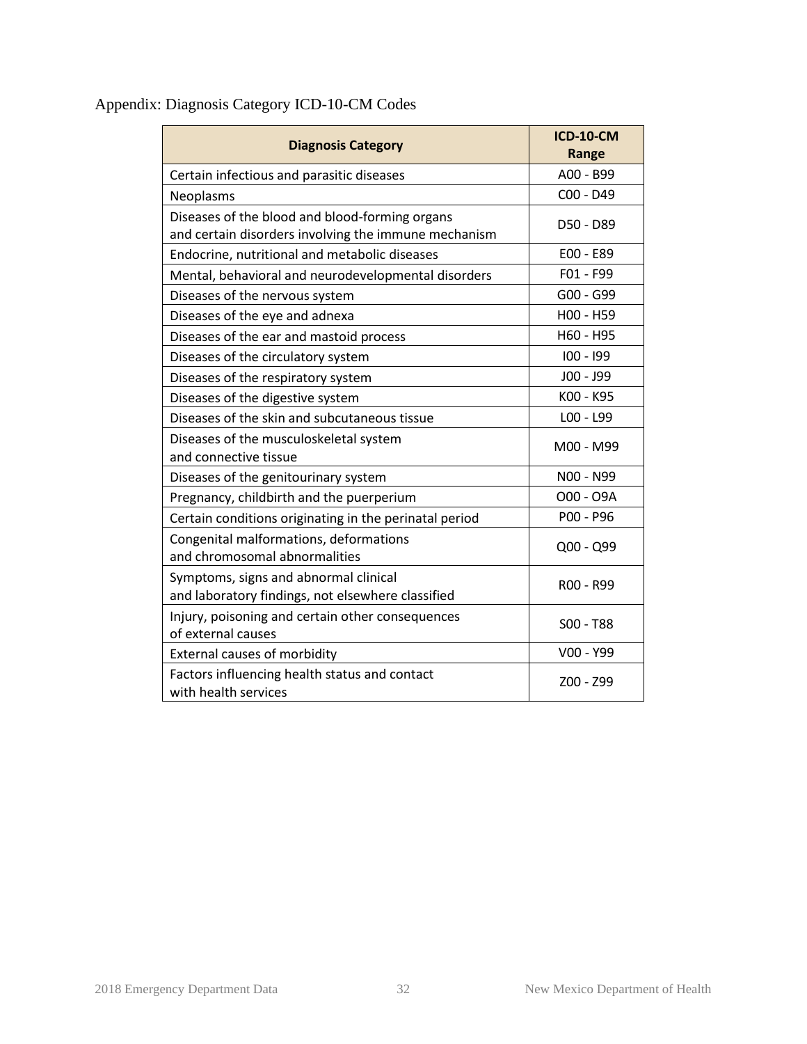Appendix: Diagnosis Category ICD-10-CM Codes

| Diagnosis Category | ICD-10-CM Range |
|---|---|
| Certain infectious and parasitic diseases | A00 - B99 |
| Neoplasms | C00 - D49 |
| Diseases of the blood and blood-forming organs and certain disorders involving the immune mechanism | D50 - D89 |
| Endocrine, nutritional and metabolic diseases | E00 - E89 |
| Mental, behavioral and neurodevelopmental disorders | F01 - F99 |
| Diseases of the nervous system | G00 - G99 |
| Diseases of the eye and adnexa | H00 - H59 |
| Diseases of the ear and mastoid process | H60 - H95 |
| Diseases of the circulatory system | I00 - I99 |
| Diseases of the respiratory system | J00 - J99 |
| Diseases of the digestive system | K00 - K95 |
| Diseases of the skin and subcutaneous tissue | L00 - L99 |
| Diseases of the musculoskeletal system and connective tissue | M00 - M99 |
| Diseases of the genitourinary system | N00 - N99 |
| Pregnancy, childbirth and the puerperium | O00 - O9A |
| Certain conditions originating in the perinatal period | P00 - P96 |
| Congenital malformations, deformations and chromosomal abnormalities | Q00 - Q99 |
| Symptoms, signs and abnormal clinical and laboratory findings, not elsewhere classified | R00 - R99 |
| Injury, poisoning and certain other consequences of external causes | S00 - T88 |
| External causes of morbidity | V00 - Y99 |
| Factors influencing health status and contact with health services | Z00 - Z99 |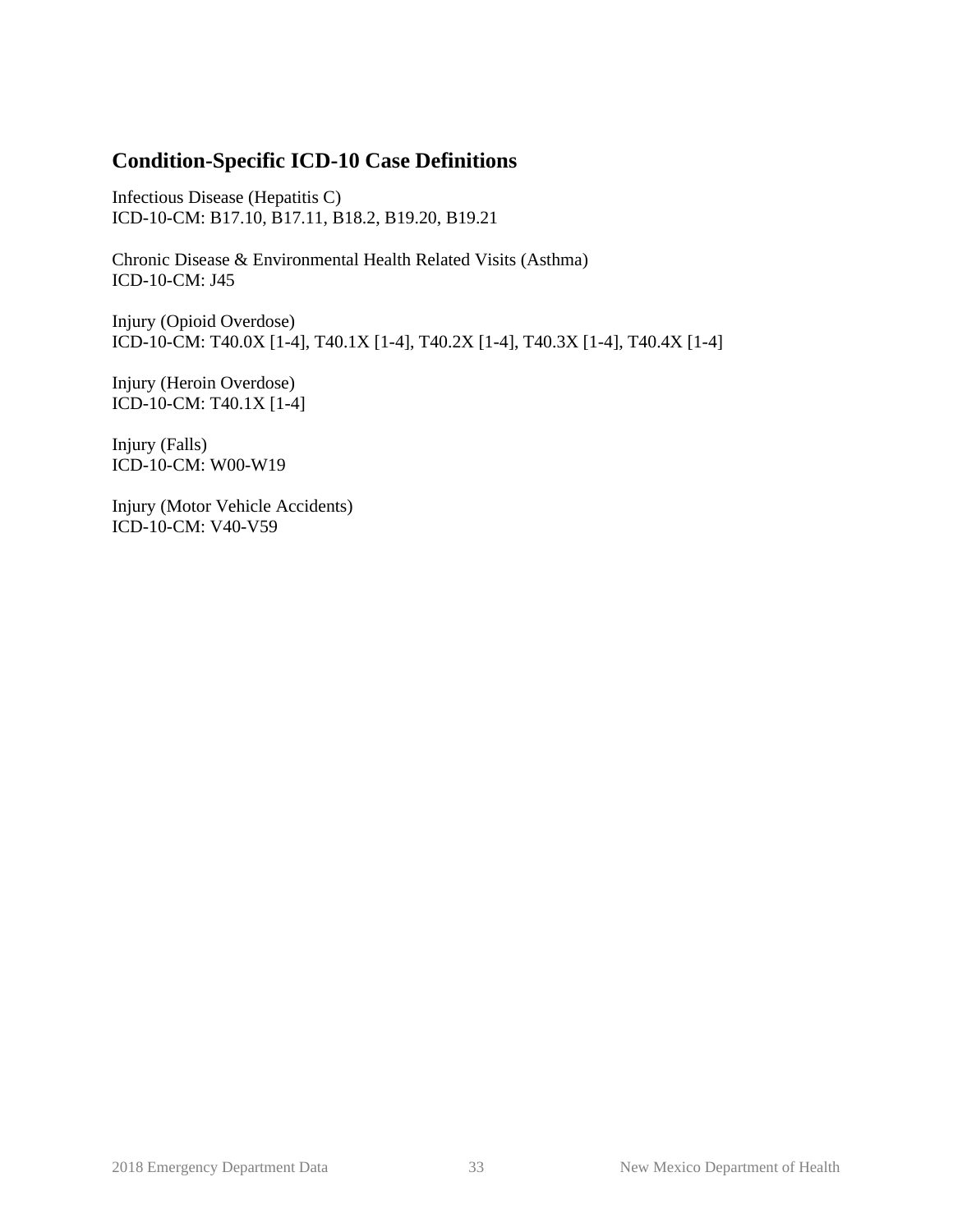## Condition-Specific ICD-10 Case Definitions

Infectious Disease (Hepatitis C)
ICD-10-CM: B17.10, B17.11, B18.2, B19.20, B19.21

Chronic Disease & Environmental Health Related Visits (Asthma)
ICD-10-CM: J45

Injury (Opioid Overdose)
ICD-10-CM: T40.0X [1-4], T40.1X [1-4], T40.2X [1-4], T40.3X [1-4], T40.4X [1-4]

Injury (Heroin Overdose)
ICD-10-CM: T40.1X [1-4]

Injury (Falls)
ICD-10-CM: W00-W19

Injury (Motor Vehicle Accidents)
ICD-10-CM: V40-V59